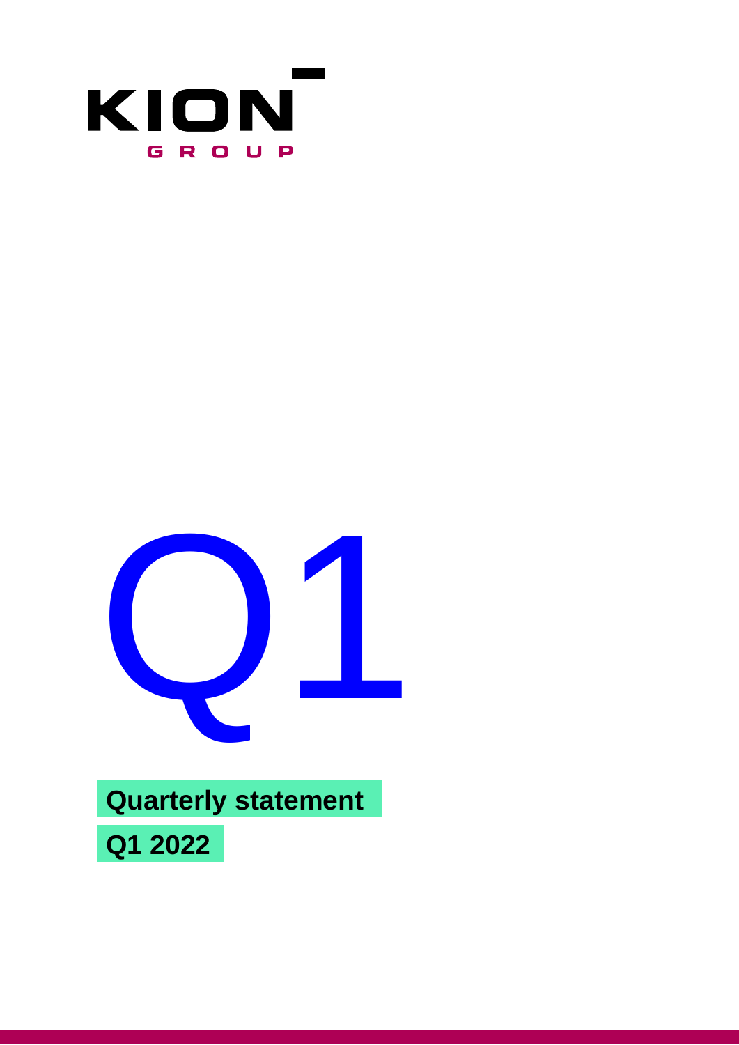KION GROUP

# Q1

**Quarterly statement**

**Q1 2022**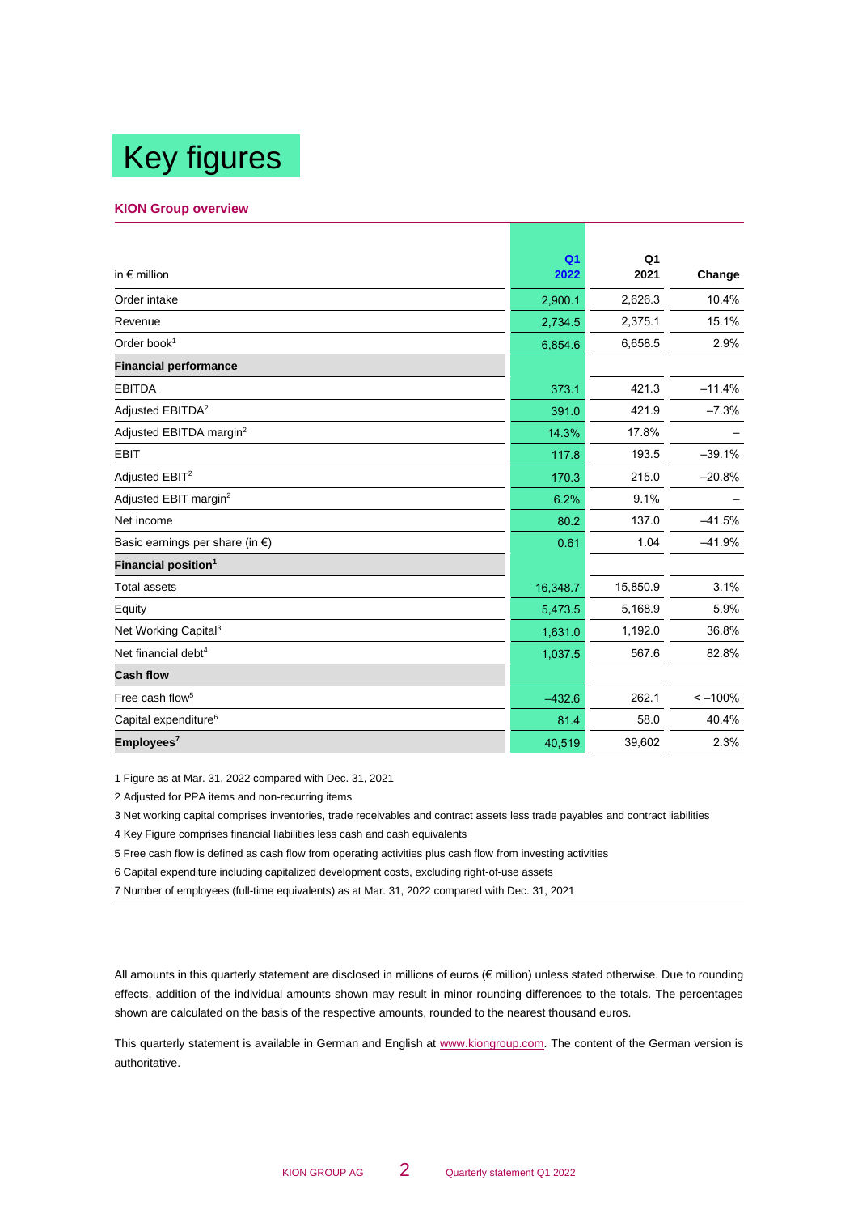# Key figures

## KION Group overview

| in € million | Q1 2022 | Q1 2021 | Change |
|---|---|---|---|
| Order intake | 2,900.1 | 2,626.3 | 10.4% |
| Revenue | 2,734.5 | 2,375.1 | 15.1% |
| Order book[1] | 6,854.6 | 6,658.5 | 2.9% |
| **Financial performance** | | | |
| EBITDA | 373.1 | 421.3 | –11.4% |
| Adjusted EBITDA[2] | 391.0 | 421.9 | –7.3% |
| Adjusted EBITDA margin[2] | 14.3% | 17.8% | – |
| EBIT | 117.8 | 193.5 | –39.1% |
| Adjusted EBIT[2] | 170.3 | 215.0 | –20.8% |
| Adjusted EBIT margin[2] | 6.2% | 9.1% | – |
| Net income | 80.2 | 137.0 | –41.5% |
| Basic earnings per share (in €) | 0.61 | 1.04 | –41.9% |
| **Financial position[1]** | | | |
| Total assets | 16,348.7 | 15,850.9 | 3.1% |
| Equity | 5,473.5 | 5,168.9 | 5.9% |
| Net Working Capital[3] | 1,631.0 | 1,192.0 | 36.8% |
| Net financial debt[4] | 1,037.5 | 567.6 | 82.8% |
| **Cash flow** | | | |
| Free cash flow[5] | –432.6 | 262.1 | < –100% |
| Capital expenditure[6] | 81.4 | 58.0 | 40.4% |
| **Employees[7]** | 40,519 | 39,602 | 2.3% |

1 Figure as at Mar. 31, 2022 compared with Dec. 31, 2021

2 Adjusted for PPA items and non-recurring items

3 Net working capital comprises inventories, trade receivables and contract assets less trade payables and contract liabilities

4 Key Figure comprises financial liabilities less cash and cash equivalents

5 Free cash flow is defined as cash flow from operating activities plus cash flow from investing activities

6 Capital expenditure including capitalized development costs, excluding right-of-use assets

7 Number of employees (full-time equivalents) as at Mar. 31, 2022 compared with Dec. 31, 2021

All amounts in this quarterly statement are disclosed in millions of euros (€ million) unless stated otherwise. Due to rounding effects, addition of the individual amounts shown may result in minor rounding differences to the totals. The percentages shown are calculated on the basis of the respective amounts, rounded to the nearest thousand euros.

This quarterly statement is available in German and English at www.kiongroup.com. The content of the German version is authoritative.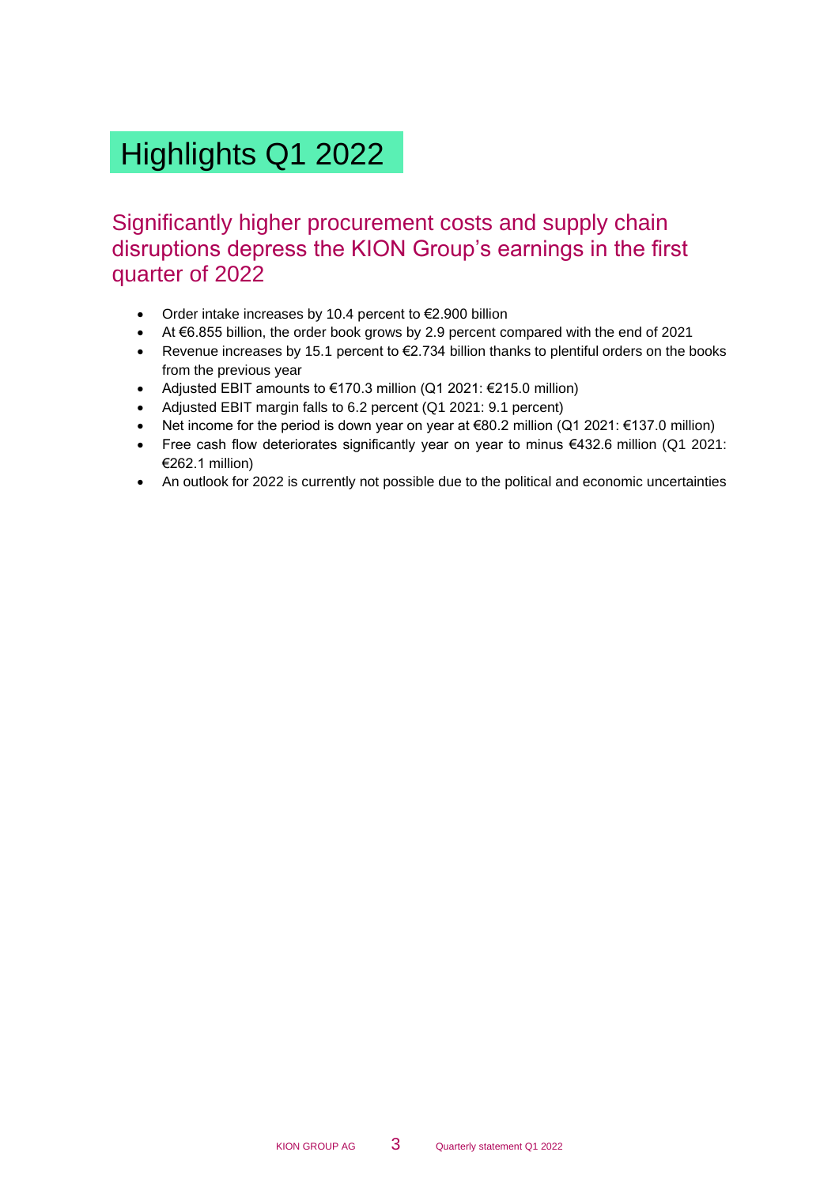# Highlights Q1 2022

## Significantly higher procurement costs and supply chain disruptions depress the KION Group's earnings in the first quarter of 2022

- Order intake increases by 10.4 percent to €2.900 billion
- At €6.855 billion, the order book grows by 2.9 percent compared with the end of 2021
- Revenue increases by 15.1 percent to €2.734 billion thanks to plentiful orders on the books from the previous year
- Adjusted EBIT amounts to €170.3 million (Q1 2021: €215.0 million)
- Adjusted EBIT margin falls to 6.2 percent (Q1 2021: 9.1 percent)
- Net income for the period is down year on year at €80.2 million (Q1 2021: €137.0 million)
- Free cash flow deteriorates significantly year on year to minus €432.6 million (Q1 2021: €262.1 million)
- An outlook for 2022 is currently not possible due to the political and economic uncertainties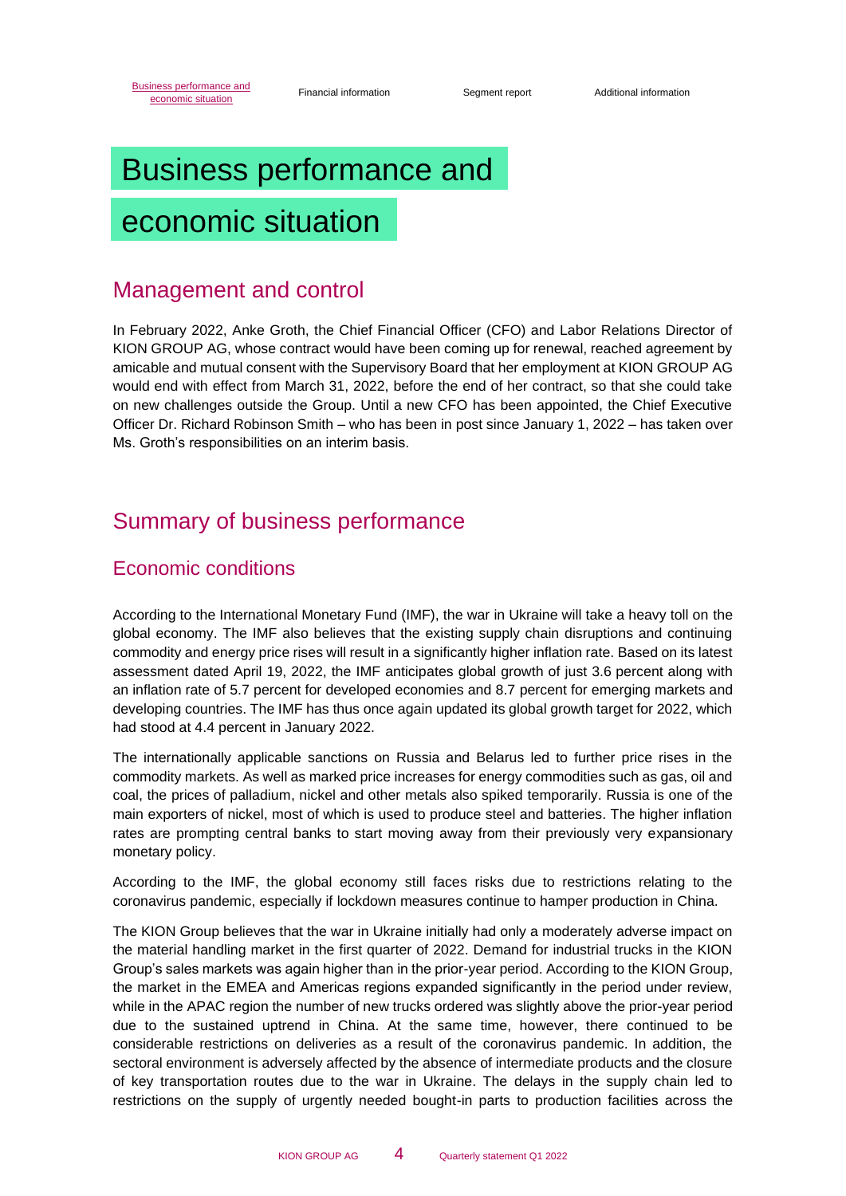# Business performance and economic situation

## Management and control

In February 2022, Anke Groth, the Chief Financial Officer (CFO) and Labor Relations Director of KION GROUP AG, whose contract would have been coming up for renewal, reached agreement by amicable and mutual consent with the Supervisory Board that her employment at KION GROUP AG would end with effect from March 31, 2022, before the end of her contract, so that she could take on new challenges outside the Group. Until a new CFO has been appointed, the Chief Executive Officer Dr. Richard Robinson Smith – who has been in post since January 1, 2022 – has taken over Ms. Groth's responsibilities on an interim basis.

## Summary of business performance

### Economic conditions

According to the International Monetary Fund (IMF), the war in Ukraine will take a heavy toll on the global economy. The IMF also believes that the existing supply chain disruptions and continuing commodity and energy price rises will result in a significantly higher inflation rate. Based on its latest assessment dated April 19, 2022, the IMF anticipates global growth of just 3.6 percent along with an inflation rate of 5.7 percent for developed economies and 8.7 percent for emerging markets and developing countries. The IMF has thus once again updated its global growth target for 2022, which had stood at 4.4 percent in January 2022.

The internationally applicable sanctions on Russia and Belarus led to further price rises in the commodity markets. As well as marked price increases for energy commodities such as gas, oil and coal, the prices of palladium, nickel and other metals also spiked temporarily. Russia is one of the main exporters of nickel, most of which is used to produce steel and batteries. The higher inflation rates are prompting central banks to start moving away from their previously very expansionary monetary policy.

According to the IMF, the global economy still faces risks due to restrictions relating to the coronavirus pandemic, especially if lockdown measures continue to hamper production in China.

The KION Group believes that the war in Ukraine initially had only a moderately adverse impact on the material handling market in the first quarter of 2022. Demand for industrial trucks in the KION Group's sales markets was again higher than in the prior-year period. According to the KION Group, the market in the EMEA and Americas regions expanded significantly in the period under review, while in the APAC region the number of new trucks ordered was slightly above the prior-year period due to the sustained uptrend in China. At the same time, however, there continued to be considerable restrictions on deliveries as a result of the coronavirus pandemic. In addition, the sectoral environment is adversely affected by the absence of intermediate products and the closure of key transportation routes due to the war in Ukraine. The delays in the supply chain led to restrictions on the supply of urgently needed bought-in parts to production facilities across the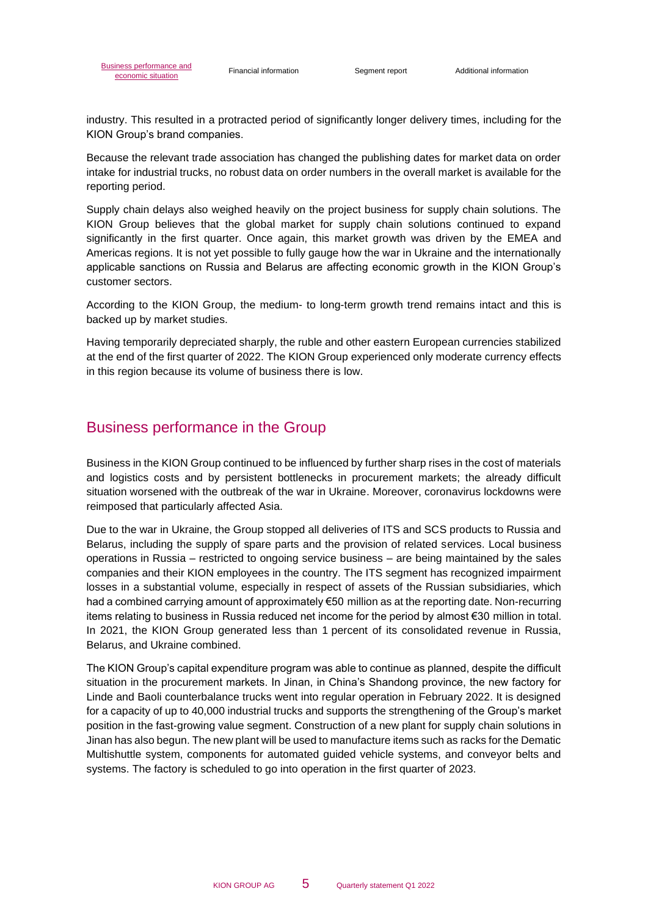industry. This resulted in a protracted period of significantly longer delivery times, including for the KION Group's brand companies.

Because the relevant trade association has changed the publishing dates for market data on order intake for industrial trucks, no robust data on order numbers in the overall market is available for the reporting period.

Supply chain delays also weighed heavily on the project business for supply chain solutions. The KION Group believes that the global market for supply chain solutions continued to expand significantly in the first quarter. Once again, this market growth was driven by the EMEA and Americas regions. It is not yet possible to fully gauge how the war in Ukraine and the internationally applicable sanctions on Russia and Belarus are affecting economic growth in the KION Group's customer sectors.

According to the KION Group, the medium- to long-term growth trend remains intact and this is backed up by market studies.

Having temporarily depreciated sharply, the ruble and other eastern European currencies stabilized at the end of the first quarter of 2022. The KION Group experienced only moderate currency effects in this region because its volume of business there is low.

## Business performance in the Group

Business in the KION Group continued to be influenced by further sharp rises in the cost of materials and logistics costs and by persistent bottlenecks in procurement markets; the already difficult situation worsened with the outbreak of the war in Ukraine. Moreover, coronavirus lockdowns were reimposed that particularly affected Asia.

Due to the war in Ukraine, the Group stopped all deliveries of ITS and SCS products to Russia and Belarus, including the supply of spare parts and the provision of related services. Local business operations in Russia – restricted to ongoing service business – are being maintained by the sales companies and their KION employees in the country. The ITS segment has recognized impairment losses in a substantial volume, especially in respect of assets of the Russian subsidiaries, which had a combined carrying amount of approximately €50 million as at the reporting date. Non-recurring items relating to business in Russia reduced net income for the period by almost €30 million in total. In 2021, the KION Group generated less than 1 percent of its consolidated revenue in Russia, Belarus, and Ukraine combined.

The KION Group's capital expenditure program was able to continue as planned, despite the difficult situation in the procurement markets. In Jinan, in China's Shandong province, the new factory for Linde and Baoli counterbalance trucks went into regular operation in February 2022. It is designed for a capacity of up to 40,000 industrial trucks and supports the strengthening of the Group's market position in the fast-growing value segment. Construction of a new plant for supply chain solutions in Jinan has also begun. The new plant will be used to manufacture items such as racks for the Dematic Multishuttle system, components for automated guided vehicle systems, and conveyor belts and systems. The factory is scheduled to go into operation in the first quarter of 2023.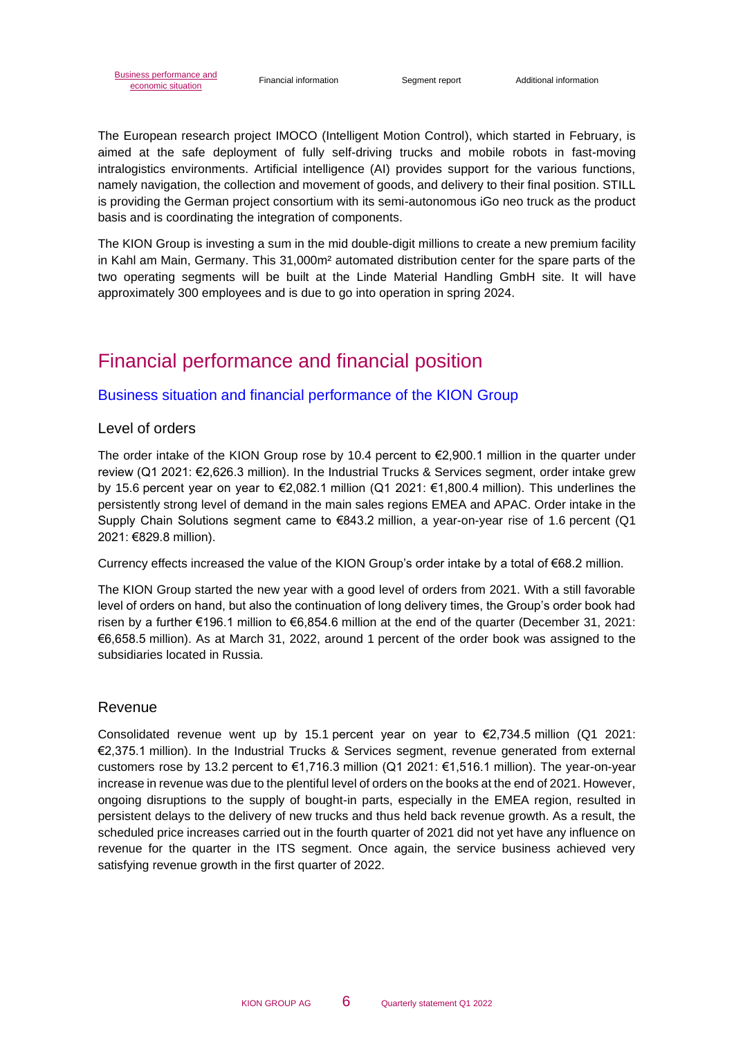The European research project IMOCO (Intelligent Motion Control), which started in February, is aimed at the safe deployment of fully self-driving trucks and mobile robots in fast-moving intralogistics environments. Artificial intelligence (AI) provides support for the various functions, namely navigation, the collection and movement of goods, and delivery to their final position. STILL is providing the German project consortium with its semi-autonomous iGo neo truck as the product basis and is coordinating the integration of components.

The KION Group is investing a sum in the mid double-digit millions to create a new premium facility in Kahl am Main, Germany. This 31,000m² automated distribution center for the spare parts of the two operating segments will be built at the Linde Material Handling GmbH site. It will have approximately 300 employees and is due to go into operation in spring 2024.

# Financial performance and financial position

## Business situation and financial performance of the KION Group

### Level of orders

The order intake of the KION Group rose by 10.4 percent to €2,900.1 million in the quarter under review (Q1 2021: €2,626.3 million). In the Industrial Trucks & Services segment, order intake grew by 15.6 percent year on year to €2,082.1 million (Q1 2021: €1,800.4 million). This underlines the persistently strong level of demand in the main sales regions EMEA and APAC. Order intake in the Supply Chain Solutions segment came to €843.2 million, a year-on-year rise of 1.6 percent (Q1 2021: €829.8 million).

Currency effects increased the value of the KION Group's order intake by a total of €68.2 million.

The KION Group started the new year with a good level of orders from 2021. With a still favorable level of orders on hand, but also the continuation of long delivery times, the Group's order book had risen by a further €196.1 million to €6,854.6 million at the end of the quarter (December 31, 2021: €6,658.5 million). As at March 31, 2022, around 1 percent of the order book was assigned to the subsidiaries located in Russia.

### Revenue

Consolidated revenue went up by 15.1 percent year on year to €2,734.5 million (Q1 2021: €2,375.1 million). In the Industrial Trucks & Services segment, revenue generated from external customers rose by 13.2 percent to €1,716.3 million (Q1 2021: €1,516.1 million). The year-on-year increase in revenue was due to the plentiful level of orders on the books at the end of 2021. However, ongoing disruptions to the supply of bought-in parts, especially in the EMEA region, resulted in persistent delays to the delivery of new trucks and thus held back revenue growth. As a result, the scheduled price increases carried out in the fourth quarter of 2021 did not yet have any influence on revenue for the quarter in the ITS segment. Once again, the service business achieved very satisfying revenue growth in the first quarter of 2022.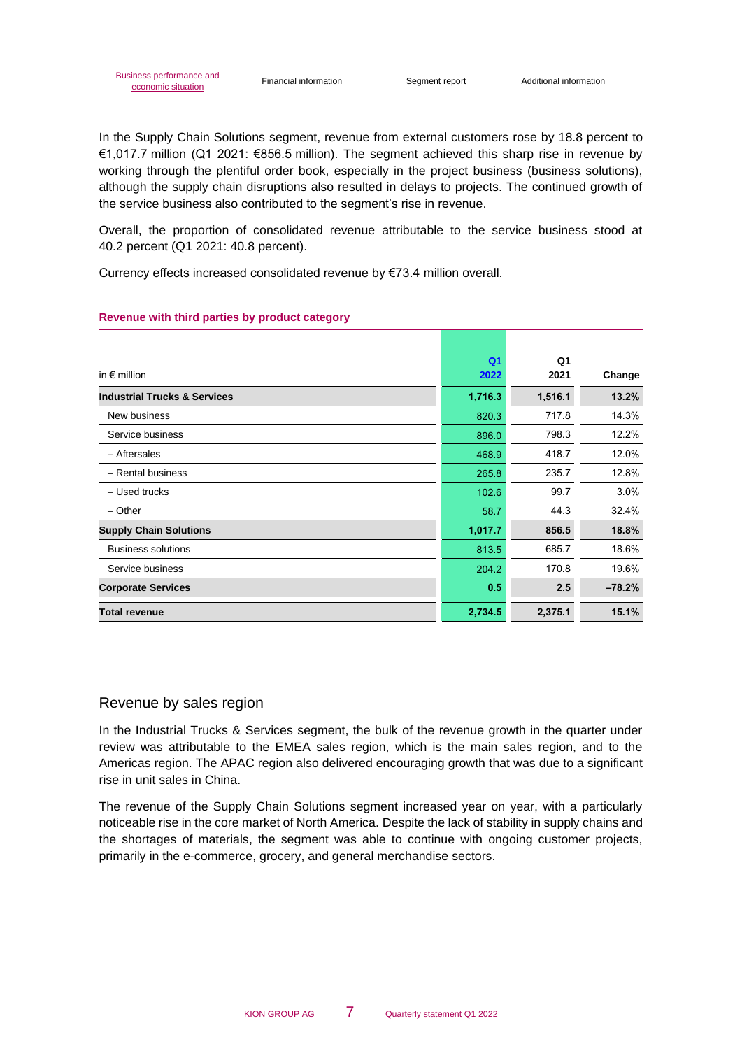In the Supply Chain Solutions segment, revenue from external customers rose by 18.8 percent to €1,017.7 million (Q1 2021: €856.5 million). The segment achieved this sharp rise in revenue by working through the plentiful order book, especially in the project business (business solutions), although the supply chain disruptions also resulted in delays to projects. The continued growth of the service business also contributed to the segment's rise in revenue.

Overall, the proportion of consolidated revenue attributable to the service business stood at 40.2 percent (Q1 2021: 40.8 percent).

Currency effects increased consolidated revenue by €73.4 million overall.

**Revenue with third parties by product category**

| in € million | Q1 2022 | Q1 2021 | Change |
|---|---|---|---|
| **Industrial Trucks & Services** | **1,716.3** | **1,516.1** | **13.2%** |
| New business | 820.3 | 717.8 | 14.3% |
| Service business | 896.0 | 798.3 | 12.2% |
| – Aftersales | 468.9 | 418.7 | 12.0% |
| – Rental business | 265.8 | 235.7 | 12.8% |
| – Used trucks | 102.6 | 99.7 | 3.0% |
| – Other | 58.7 | 44.3 | 32.4% |
| **Supply Chain Solutions** | **1,017.7** | **856.5** | **18.8%** |
| Business solutions | 813.5 | 685.7 | 18.6% |
| Service business | 204.2 | 170.8 | 19.6% |
| **Corporate Services** | **0.5** | **2.5** | **–78.2%** |
| **Total revenue** | **2,734.5** | **2,375.1** | **15.1%** |

## Revenue by sales region

In the Industrial Trucks & Services segment, the bulk of the revenue growth in the quarter under review was attributable to the EMEA sales region, which is the main sales region, and to the Americas region. The APAC region also delivered encouraging growth that was due to a significant rise in unit sales in China.

The revenue of the Supply Chain Solutions segment increased year on year, with a particularly noticeable rise in the core market of North America. Despite the lack of stability in supply chains and the shortages of materials, the segment was able to continue with ongoing customer projects, primarily in the e-commerce, grocery, and general merchandise sectors.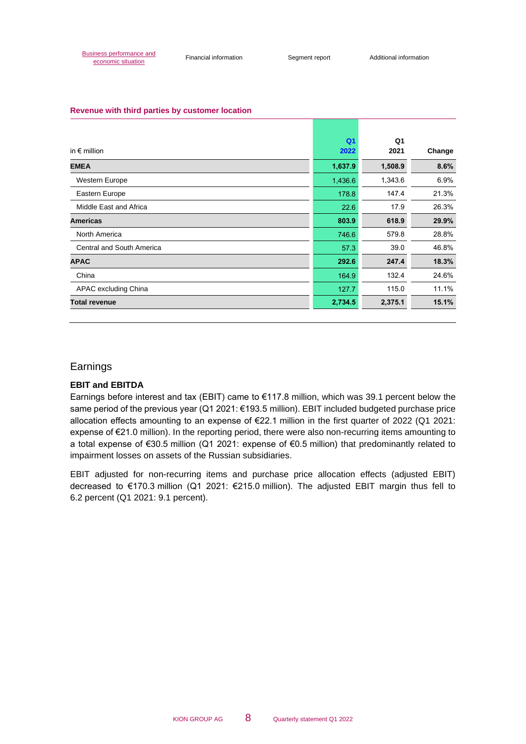**Revenue with third parties by customer location**

| in € million | Q1 2022 | Q1 2021 | Change |
|---|---|---|---|
| **EMEA** | **1,637.9** | **1,508.9** | **8.6%** |
| Western Europe | 1,436.6 | 1,343.6 | 6.9% |
| Eastern Europe | 178.8 | 147.4 | 21.3% |
| Middle East and Africa | 22.6 | 17.9 | 26.3% |
| **Americas** | **803.9** | **618.9** | **29.9%** |
| North America | 746.6 | 579.8 | 28.8% |
| Central and South America | 57.3 | 39.0 | 46.8% |
| **APAC** | **292.6** | **247.4** | **18.3%** |
| China | 164.9 | 132.4 | 24.6% |
| APAC excluding China | 127.7 | 115.0 | 11.1% |
| **Total revenue** | **2,734.5** | **2,375.1** | **15.1%** |

## Earnings

### EBIT and EBITDA

Earnings before interest and tax (EBIT) came to €117.8 million, which was 39.1 percent below the same period of the previous year (Q1 2021: €193.5 million). EBIT included budgeted purchase price allocation effects amounting to an expense of €22.1 million in the first quarter of 2022 (Q1 2021: expense of €21.0 million). In the reporting period, there were also non-recurring items amounting to a total expense of €30.5 million (Q1 2021: expense of €0.5 million) that predominantly related to impairment losses on assets of the Russian subsidiaries.

EBIT adjusted for non-recurring items and purchase price allocation effects (adjusted EBIT) decreased to €170.3 million (Q1 2021: €215.0 million). The adjusted EBIT margin thus fell to 6.2 percent (Q1 2021: 9.1 percent).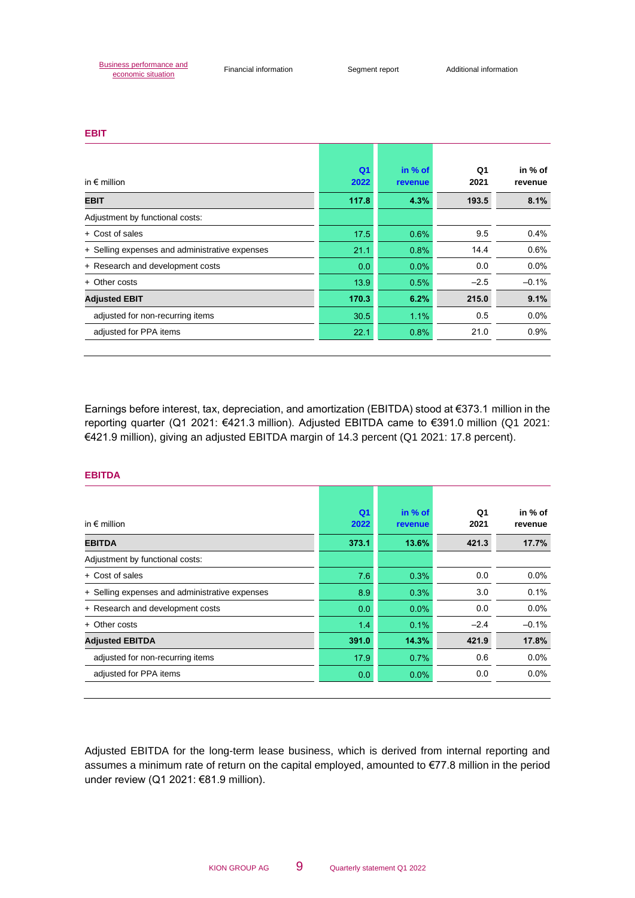## EBIT

| in € million | Q1 2022 | in % of revenue | Q1 2021 | in % of revenue |
|---|---|---|---|---|
| **EBIT** | **117.8** | **4.3%** | **193.5** | **8.1%** |
| Adjustment by functional costs: | | | | |
| + Cost of sales | 17.5 | 0.6% | 9.5 | 0.4% |
| + Selling expenses and administrative expenses | 21.1 | 0.8% | 14.4 | 0.6% |
| + Research and development costs | 0.0 | 0.0% | 0.0 | 0.0% |
| + Other costs | 13.9 | 0.5% | –2.5 | –0.1% |
| **Adjusted EBIT** | **170.3** | **6.2%** | **215.0** | **9.1%** |
| adjusted for non-recurring items | 30.5 | 1.1% | 0.5 | 0.0% |
| adjusted for PPA items | 22.1 | 0.8% | 21.0 | 0.9% |

Earnings before interest, tax, depreciation, and amortization (EBITDA) stood at €373.1 million in the reporting quarter (Q1 2021: €421.3 million). Adjusted EBITDA came to €391.0 million (Q1 2021: €421.9 million), giving an adjusted EBITDA margin of 14.3 percent (Q1 2021: 17.8 percent).

## EBITDA

| in € million | Q1 2022 | in % of revenue | Q1 2021 | in % of revenue |
|---|---|---|---|---|
| **EBITDA** | **373.1** | **13.6%** | **421.3** | **17.7%** |
| Adjustment by functional costs: | | | | |
| + Cost of sales | 7.6 | 0.3% | 0.0 | 0.0% |
| + Selling expenses and administrative expenses | 8.9 | 0.3% | 3.0 | 0.1% |
| + Research and development costs | 0.0 | 0.0% | 0.0 | 0.0% |
| + Other costs | 1.4 | 0.1% | –2.4 | –0.1% |
| **Adjusted EBITDA** | **391.0** | **14.3%** | **421.9** | **17.8%** |
| adjusted for non-recurring items | 17.9 | 0.7% | 0.6 | 0.0% |
| adjusted for PPA items | 0.0 | 0.0% | 0.0 | 0.0% |

Adjusted EBITDA for the long-term lease business, which is derived from internal reporting and assumes a minimum rate of return on the capital employed, amounted to €77.8 million in the period under review (Q1 2021: €81.9 million).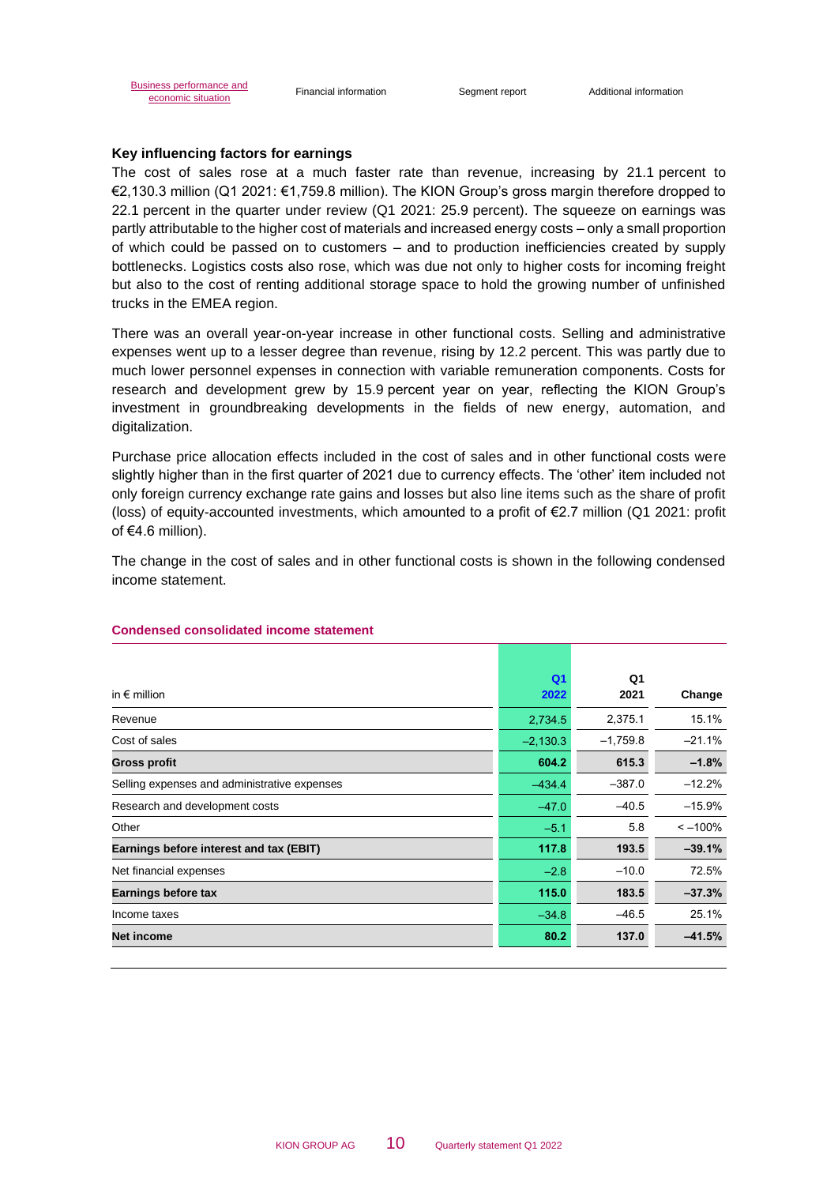### Key influencing factors for earnings

The cost of sales rose at a much faster rate than revenue, increasing by 21.1 percent to €2,130.3 million (Q1 2021: €1,759.8 million). The KION Group's gross margin therefore dropped to 22.1 percent in the quarter under review (Q1 2021: 25.9 percent). The squeeze on earnings was partly attributable to the higher cost of materials and increased energy costs – only a small proportion of which could be passed on to customers – and to production inefficiencies created by supply bottlenecks. Logistics costs also rose, which was due not only to higher costs for incoming freight but also to the cost of renting additional storage space to hold the growing number of unfinished trucks in the EMEA region.

There was an overall year-on-year increase in other functional costs. Selling and administrative expenses went up to a lesser degree than revenue, rising by 12.2 percent. This was partly due to much lower personnel expenses in connection with variable remuneration components. Costs for research and development grew by 15.9 percent year on year, reflecting the KION Group's investment in groundbreaking developments in the fields of new energy, automation, and digitalization.

Purchase price allocation effects included in the cost of sales and in other functional costs were slightly higher than in the first quarter of 2021 due to currency effects. The 'other' item included not only foreign currency exchange rate gains and losses but also line items such as the share of profit (loss) of equity-accounted investments, which amounted to a profit of €2.7 million (Q1 2021: profit of €4.6 million).

The change in the cost of sales and in other functional costs is shown in the following condensed income statement.

**Condensed consolidated income statement**

| in € million | Q1 2022 | Q1 2021 | Change |
|---|---|---|---|
| Revenue | 2,734.5 | 2,375.1 | 15.1% |
| Cost of sales | –2,130.3 | –1,759.8 | –21.1% |
| **Gross profit** | **604.2** | **615.3** | **–1.8%** |
| Selling expenses and administrative expenses | –434.4 | –387.0 | –12.2% |
| Research and development costs | –47.0 | –40.5 | –15.9% |
| Other | –5.1 | 5.8 | < –100% |
| **Earnings before interest and tax (EBIT)** | **117.8** | **193.5** | **–39.1%** |
| Net financial expenses | –2.8 | –10.0 | 72.5% |
| **Earnings before tax** | **115.0** | **183.5** | **–37.3%** |
| Income taxes | –34.8 | –46.5 | 25.1% |
| **Net income** | **80.2** | **137.0** | **–41.5%** |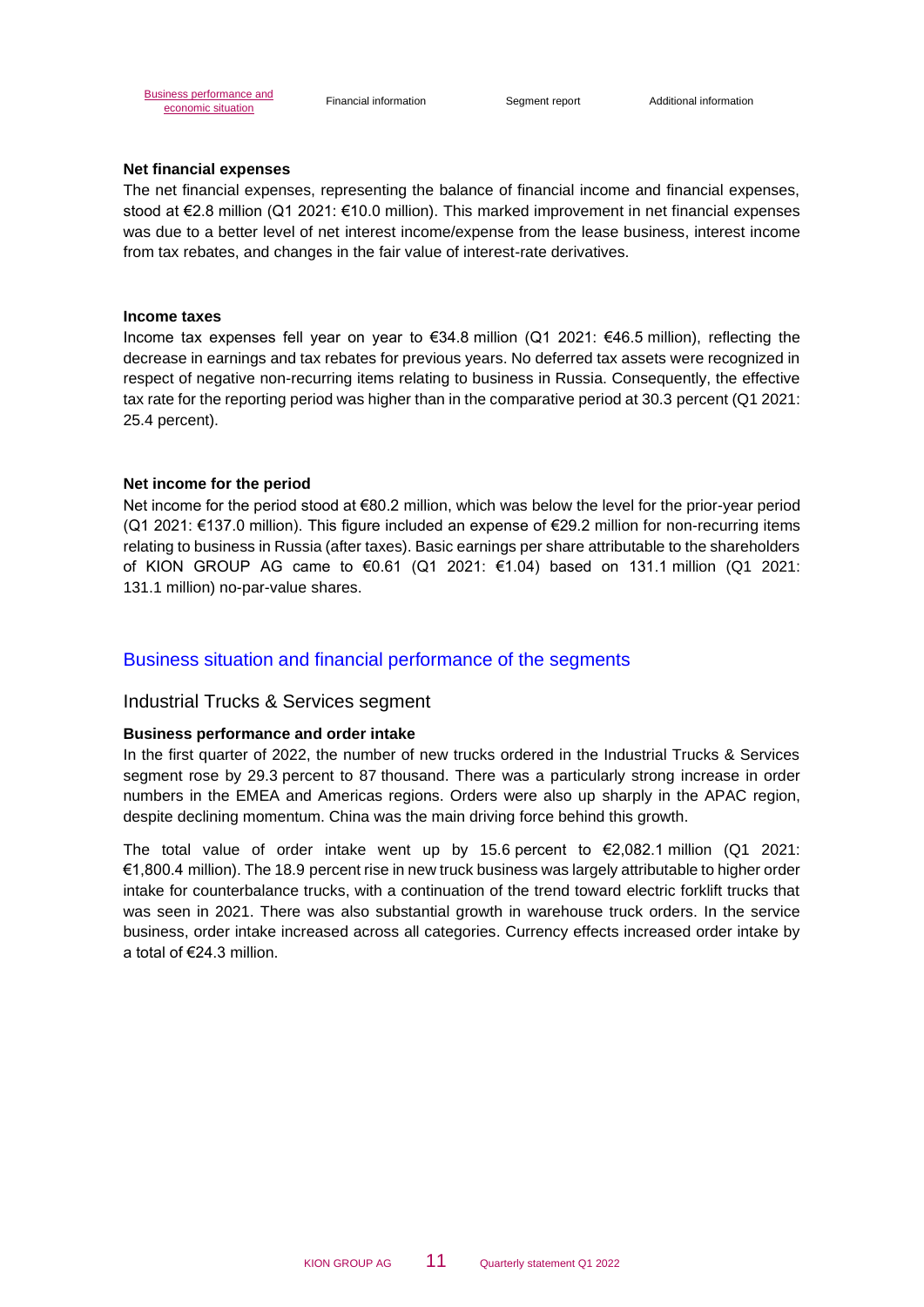### Net financial expenses

The net financial expenses, representing the balance of financial income and financial expenses, stood at €2.8 million (Q1 2021: €10.0 million). This marked improvement in net financial expenses was due to a better level of net interest income/expense from the lease business, interest income from tax rebates, and changes in the fair value of interest-rate derivatives.

### Income taxes

Income tax expenses fell year on year to €34.8 million (Q1 2021: €46.5 million), reflecting the decrease in earnings and tax rebates for previous years. No deferred tax assets were recognized in respect of negative non-recurring items relating to business in Russia. Consequently, the effective tax rate for the reporting period was higher than in the comparative period at 30.3 percent (Q1 2021: 25.4 percent).

### Net income for the period

Net income for the period stood at €80.2 million, which was below the level for the prior-year period (Q1 2021: €137.0 million). This figure included an expense of €29.2 million for non-recurring items relating to business in Russia (after taxes). Basic earnings per share attributable to the shareholders of KION GROUP AG came to €0.61 (Q1 2021: €1.04) based on 131.1 million (Q1 2021: 131.1 million) no-par-value shares.

## Business situation and financial performance of the segments

## Industrial Trucks & Services segment

### Business performance and order intake

In the first quarter of 2022, the number of new trucks ordered in the Industrial Trucks & Services segment rose by 29.3 percent to 87 thousand. There was a particularly strong increase in order numbers in the EMEA and Americas regions. Orders were also up sharply in the APAC region, despite declining momentum. China was the main driving force behind this growth.

The total value of order intake went up by 15.6 percent to €2,082.1 million (Q1 2021: €1,800.4 million). The 18.9 percent rise in new truck business was largely attributable to higher order intake for counterbalance trucks, with a continuation of the trend toward electric forklift trucks that was seen in 2021. There was also substantial growth in warehouse truck orders. In the service business, order intake increased across all categories. Currency effects increased order intake by a total of €24.3 million.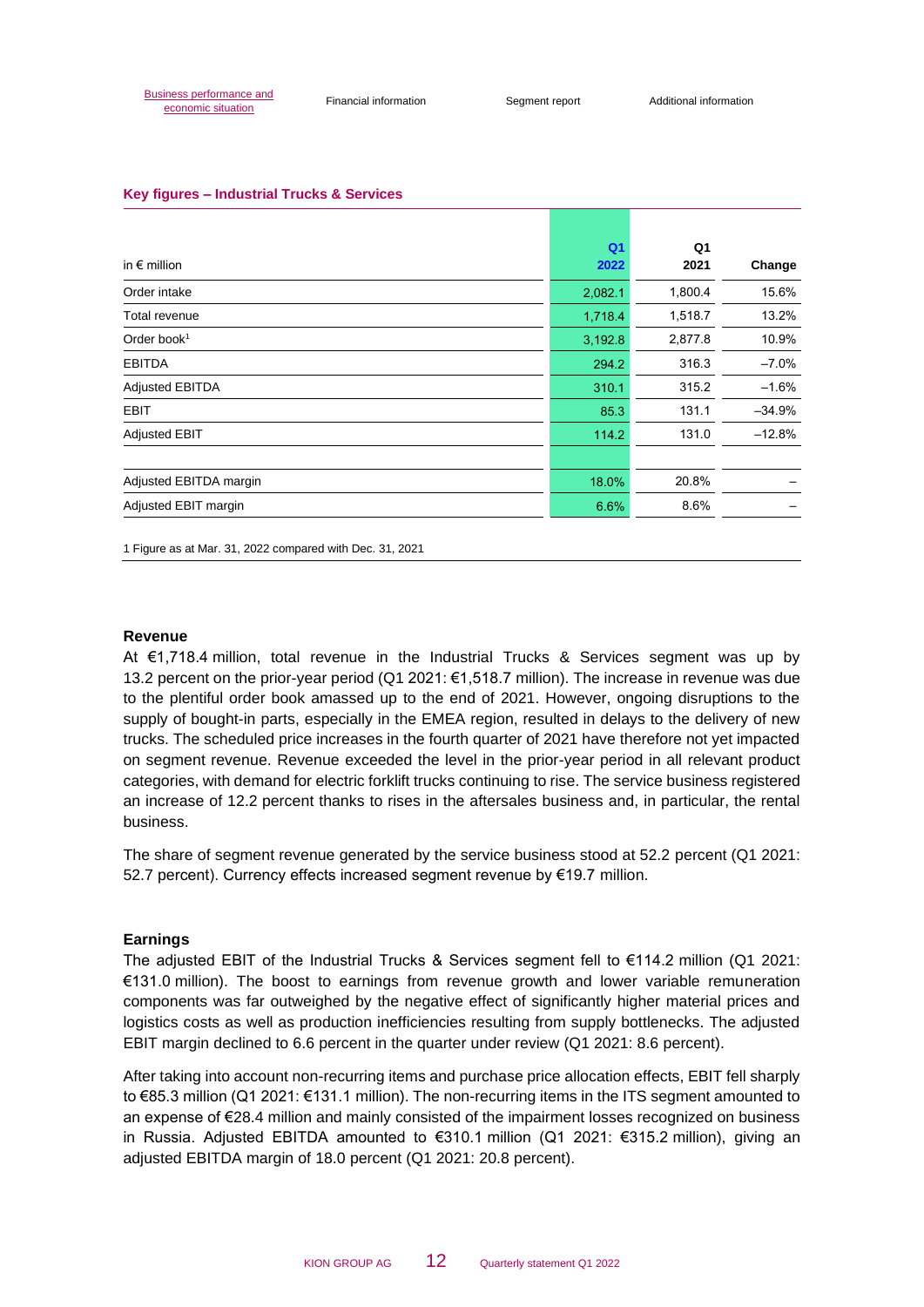### Key figures – Industrial Trucks & Services

| in € million | Q1 2022 | Q1 2021 | Change |
|---|---|---|---|
| Order intake | 2,082.1 | 1,800.4 | 15.6% |
| Total revenue | 1,718.4 | 1,518.7 | 13.2% |
| Order book[1] | 3,192.8 | 2,877.8 | 10.9% |
| EBITDA | 294.2 | 316.3 | –7.0% |
| Adjusted EBITDA | 310.1 | 315.2 | –1.6% |
| EBIT | 85.3 | 131.1 | –34.9% |
| Adjusted EBIT | 114.2 | 131.0 | –12.8% |
| | | | |
| Adjusted EBITDA margin | 18.0% | 20.8% | – |
| Adjusted EBIT margin | 6.6% | 8.6% | – |

1 Figure as at Mar. 31, 2022 compared with Dec. 31, 2021

#### Revenue

At €1,718.4 million, total revenue in the Industrial Trucks & Services segment was up by 13.2 percent on the prior-year period (Q1 2021: €1,518.7 million). The increase in revenue was due to the plentiful order book amassed up to the end of 2021. However, ongoing disruptions to the supply of bought-in parts, especially in the EMEA region, resulted in delays to the delivery of new trucks. The scheduled price increases in the fourth quarter of 2021 have therefore not yet impacted on segment revenue. Revenue exceeded the level in the prior-year period in all relevant product categories, with demand for electric forklift trucks continuing to rise. The service business registered an increase of 12.2 percent thanks to rises in the aftersales business and, in particular, the rental business.

The share of segment revenue generated by the service business stood at 52.2 percent (Q1 2021: 52.7 percent). Currency effects increased segment revenue by €19.7 million.

#### Earnings

The adjusted EBIT of the Industrial Trucks & Services segment fell to €114.2 million (Q1 2021: €131.0 million). The boost to earnings from revenue growth and lower variable remuneration components was far outweighed by the negative effect of significantly higher material prices and logistics costs as well as production inefficiencies resulting from supply bottlenecks. The adjusted EBIT margin declined to 6.6 percent in the quarter under review (Q1 2021: 8.6 percent).

After taking into account non-recurring items and purchase price allocation effects, EBIT fell sharply to €85.3 million (Q1 2021: €131.1 million). The non-recurring items in the ITS segment amounted to an expense of €28.4 million and mainly consisted of the impairment losses recognized on business in Russia. Adjusted EBITDA amounted to €310.1 million (Q1 2021: €315.2 million), giving an adjusted EBITDA margin of 18.0 percent (Q1 2021: 20.8 percent).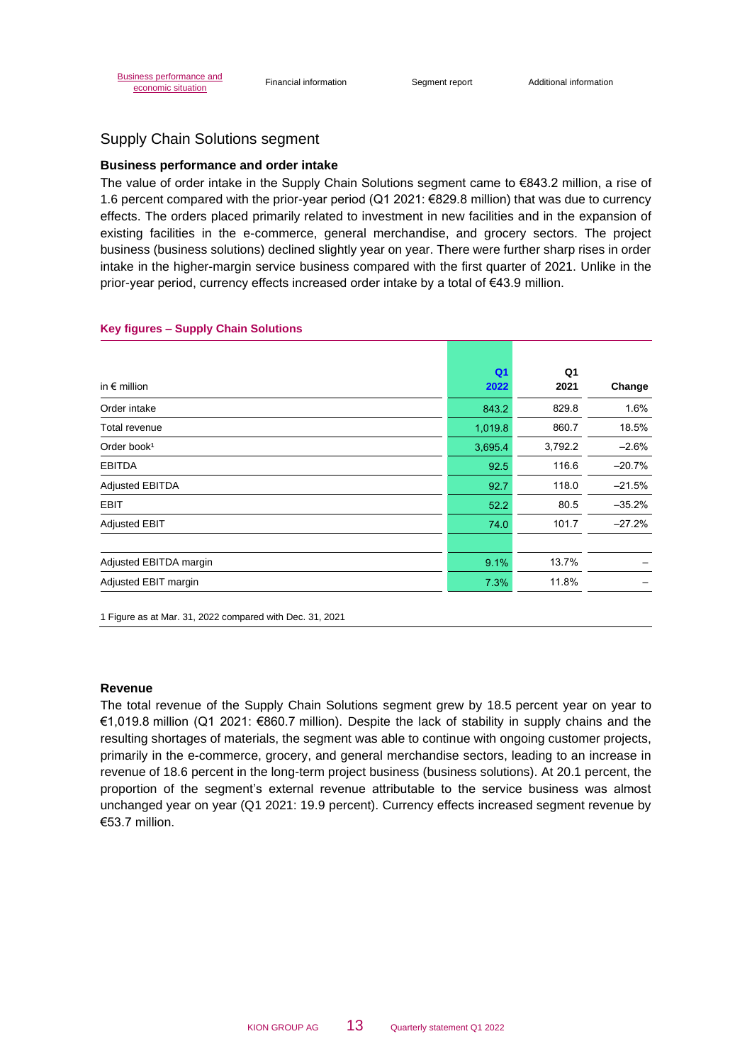## Supply Chain Solutions segment

### Business performance and order intake

The value of order intake in the Supply Chain Solutions segment came to €843.2 million, a rise of 1.6 percent compared with the prior-year period (Q1 2021: €829.8 million) that was due to currency effects. The orders placed primarily related to investment in new facilities and in the expansion of existing facilities in the e-commerce, general merchandise, and grocery sectors. The project business (business solutions) declined slightly year on year. There were further sharp rises in order intake in the higher-margin service business compared with the first quarter of 2021. Unlike in the prior-year period, currency effects increased order intake by a total of €43.9 million.

**Key figures – Supply Chain Solutions**

| in € million | Q1 2022 | Q1 2021 | Change |
|---|---|---|---|
| Order intake | 843.2 | 829.8 | 1.6% |
| Total revenue | 1,019.8 | 860.7 | 18.5% |
| Order book[1] | 3,695.4 | 3,792.2 | –2.6% |
| EBITDA | 92.5 | 116.6 | –20.7% |
| Adjusted EBITDA | 92.7 | 118.0 | –21.5% |
| EBIT | 52.2 | 80.5 | –35.2% |
| Adjusted EBIT | 74.0 | 101.7 | –27.2% |
| | | | |
| Adjusted EBITDA margin | 9.1% | 13.7% | – |
| Adjusted EBIT margin | 7.3% | 11.8% | – |

1 Figure as at Mar. 31, 2022 compared with Dec. 31, 2021

### Revenue

The total revenue of the Supply Chain Solutions segment grew by 18.5 percent year on year to €1,019.8 million (Q1 2021: €860.7 million). Despite the lack of stability in supply chains and the resulting shortages of materials, the segment was able to continue with ongoing customer projects, primarily in the e-commerce, grocery, and general merchandise sectors, leading to an increase in revenue of 18.6 percent in the long-term project business (business solutions). At 20.1 percent, the proportion of the segment's external revenue attributable to the service business was almost unchanged year on year (Q1 2021: 19.9 percent). Currency effects increased segment revenue by €53.7 million.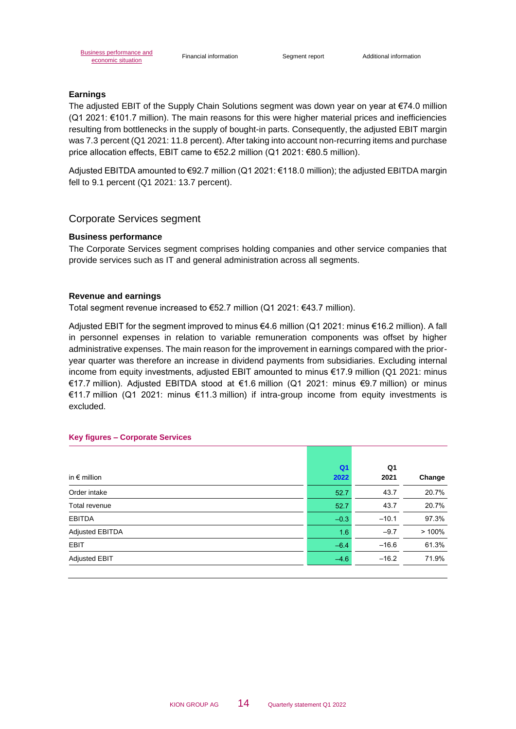### Earnings

The adjusted EBIT of the Supply Chain Solutions segment was down year on year at €74.0 million (Q1 2021: €101.7 million). The main reasons for this were higher material prices and inefficiencies resulting from bottlenecks in the supply of bought-in parts. Consequently, the adjusted EBIT margin was 7.3 percent (Q1 2021: 11.8 percent). After taking into account non-recurring items and purchase price allocation effects, EBIT came to €52.2 million (Q1 2021: €80.5 million).

Adjusted EBITDA amounted to €92.7 million (Q1 2021: €118.0 million); the adjusted EBITDA margin fell to 9.1 percent (Q1 2021: 13.7 percent).

## Corporate Services segment

### Business performance

The Corporate Services segment comprises holding companies and other service companies that provide services such as IT and general administration across all segments.

### Revenue and earnings

Total segment revenue increased to €52.7 million (Q1 2021: €43.7 million).

Adjusted EBIT for the segment improved to minus €4.6 million (Q1 2021: minus €16.2 million). A fall in personnel expenses in relation to variable remuneration components was offset by higher administrative expenses. The main reason for the improvement in earnings compared with the prior-year quarter was therefore an increase in dividend payments from subsidiaries. Excluding internal income from equity investments, adjusted EBIT amounted to minus €17.9 million (Q1 2021: minus €17.7 million). Adjusted EBITDA stood at €1.6 million (Q1 2021: minus €9.7 million) or minus €11.7 million (Q1 2021: minus €11.3 million) if intra-group income from equity investments is excluded.

**Key figures – Corporate Services**

| in € million | Q1 2022 | Q1 2021 | Change |
|---|---|---|---|
| Order intake | 52.7 | 43.7 | 20.7% |
| Total revenue | 52.7 | 43.7 | 20.7% |
| EBITDA | –0.3 | –10.1 | 97.3% |
| Adjusted EBITDA | 1.6 | –9.7 | > 100% |
| EBIT | –6.4 | –16.6 | 61.3% |
| Adjusted EBIT | –4.6 | –16.2 | 71.9% |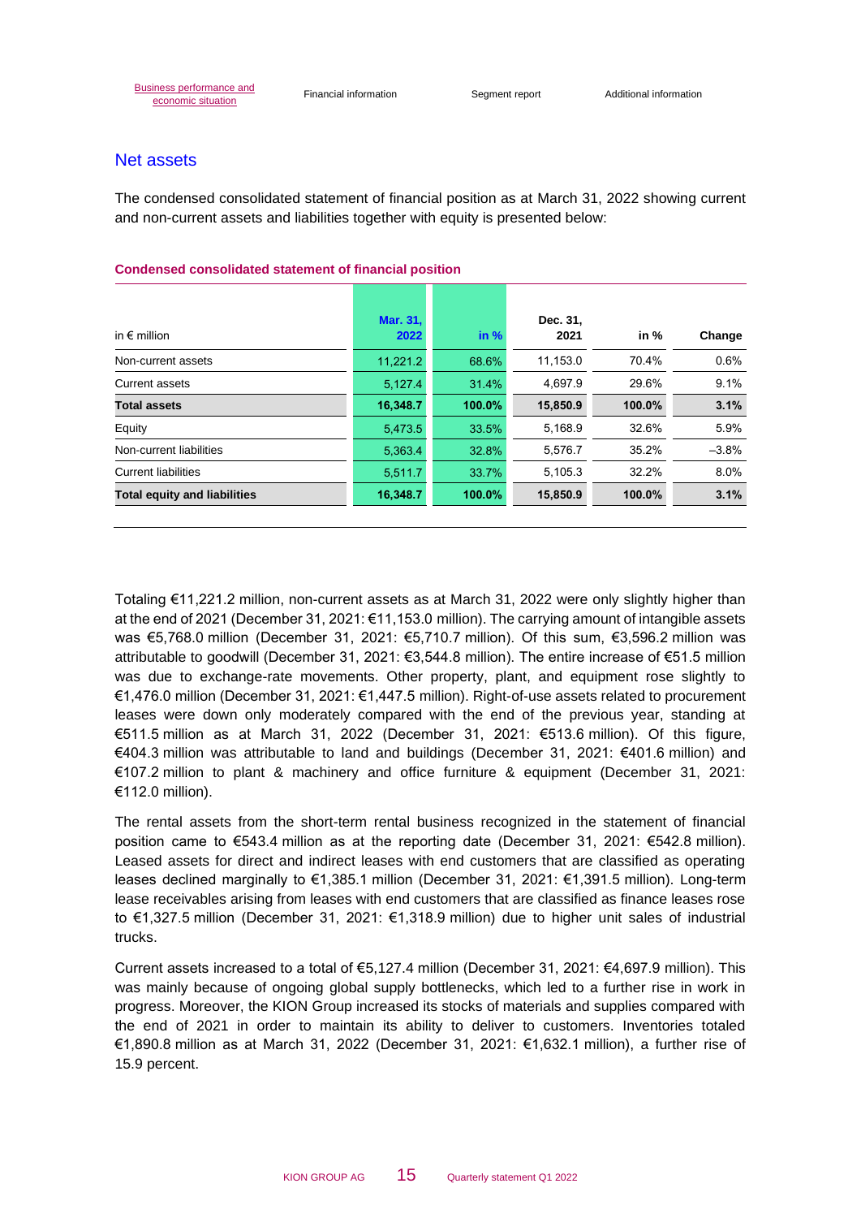## Net assets

The condensed consolidated statement of financial position as at March 31, 2022 showing current and non-current assets and liabilities together with equity is presented below:

**Condensed consolidated statement of financial position**

| in € million | Mar. 31, 2022 | in % | Dec. 31, 2021 | in % | Change |
|---|---|---|---|---|---|
| Non-current assets | 11,221.2 | 68.6% | 11,153.0 | 70.4% | 0.6% |
| Current assets | 5,127.4 | 31.4% | 4,697.9 | 29.6% | 9.1% |
| **Total assets** | **16,348.7** | **100.0%** | **15,850.9** | **100.0%** | **3.1%** |
| Equity | 5,473.5 | 33.5% | 5,168.9 | 32.6% | 5.9% |
| Non-current liabilities | 5,363.4 | 32.8% | 5,576.7 | 35.2% | –3.8% |
| Current liabilities | 5,511.7 | 33.7% | 5,105.3 | 32.2% | 8.0% |
| **Total equity and liabilities** | **16,348.7** | **100.0%** | **15,850.9** | **100.0%** | **3.1%** |

Totaling €11,221.2 million, non-current assets as at March 31, 2022 were only slightly higher than at the end of 2021 (December 31, 2021: €11,153.0 million). The carrying amount of intangible assets was €5,768.0 million (December 31, 2021: €5,710.7 million). Of this sum, €3,596.2 million was attributable to goodwill (December 31, 2021: €3,544.8 million). The entire increase of €51.5 million was due to exchange-rate movements. Other property, plant, and equipment rose slightly to €1,476.0 million (December 31, 2021: €1,447.5 million). Right-of-use assets related to procurement leases were down only moderately compared with the end of the previous year, standing at €511.5 million as at March 31, 2022 (December 31, 2021: €513.6 million). Of this figure, €404.3 million was attributable to land and buildings (December 31, 2021: €401.6 million) and €107.2 million to plant & machinery and office furniture & equipment (December 31, 2021: €112.0 million).

The rental assets from the short-term rental business recognized in the statement of financial position came to €543.4 million as at the reporting date (December 31, 2021: €542.8 million). Leased assets for direct and indirect leases with end customers that are classified as operating leases declined marginally to €1,385.1 million (December 31, 2021: €1,391.5 million). Long-term lease receivables arising from leases with end customers that are classified as finance leases rose to €1,327.5 million (December 31, 2021: €1,318.9 million) due to higher unit sales of industrial trucks.

Current assets increased to a total of €5,127.4 million (December 31, 2021: €4,697.9 million). This was mainly because of ongoing global supply bottlenecks, which led to a further rise in work in progress. Moreover, the KION Group increased its stocks of materials and supplies compared with the end of 2021 in order to maintain its ability to deliver to customers. Inventories totaled €1,890.8 million as at March 31, 2022 (December 31, 2021: €1,632.1 million), a further rise of 15.9 percent.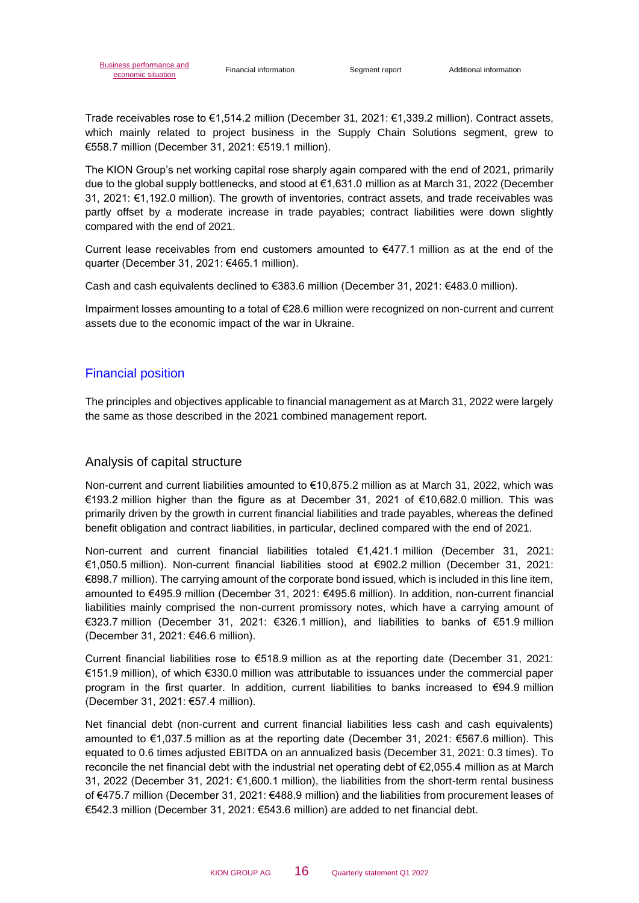Trade receivables rose to €1,514.2 million (December 31, 2021: €1,339.2 million). Contract assets, which mainly related to project business in the Supply Chain Solutions segment, grew to €558.7 million (December 31, 2021: €519.1 million).

The KION Group's net working capital rose sharply again compared with the end of 2021, primarily due to the global supply bottlenecks, and stood at €1,631.0 million as at March 31, 2022 (December 31, 2021: €1,192.0 million). The growth of inventories, contract assets, and trade receivables was partly offset by a moderate increase in trade payables; contract liabilities were down slightly compared with the end of 2021.

Current lease receivables from end customers amounted to €477.1 million as at the end of the quarter (December 31, 2021: €465.1 million).

Cash and cash equivalents declined to €383.6 million (December 31, 2021: €483.0 million).

Impairment losses amounting to a total of €28.6 million were recognized on non-current and current assets due to the economic impact of the war in Ukraine.

## Financial position

The principles and objectives applicable to financial management as at March 31, 2022 were largely the same as those described in the 2021 combined management report.

### Analysis of capital structure

Non-current and current liabilities amounted to €10,875.2 million as at March 31, 2022, which was €193.2 million higher than the figure as at December 31, 2021 of €10,682.0 million. This was primarily driven by the growth in current financial liabilities and trade payables, whereas the defined benefit obligation and contract liabilities, in particular, declined compared with the end of 2021.

Non-current and current financial liabilities totaled €1,421.1 million (December 31, 2021: €1,050.5 million). Non-current financial liabilities stood at €902.2 million (December 31, 2021: €898.7 million). The carrying amount of the corporate bond issued, which is included in this line item, amounted to €495.9 million (December 31, 2021: €495.6 million). In addition, non-current financial liabilities mainly comprised the non-current promissory notes, which have a carrying amount of €323.7 million (December 31, 2021: €326.1 million), and liabilities to banks of €51.9 million (December 31, 2021: €46.6 million).

Current financial liabilities rose to €518.9 million as at the reporting date (December 31, 2021: €151.9 million), of which €330.0 million was attributable to issuances under the commercial paper program in the first quarter. In addition, current liabilities to banks increased to €94.9 million (December 31, 2021: €57.4 million).

Net financial debt (non-current and current financial liabilities less cash and cash equivalents) amounted to €1,037.5 million as at the reporting date (December 31, 2021: €567.6 million). This equated to 0.6 times adjusted EBITDA on an annualized basis (December 31, 2021: 0.3 times). To reconcile the net financial debt with the industrial net operating debt of €2,055.4 million as at March 31, 2022 (December 31, 2021: €1,600.1 million), the liabilities from the short-term rental business of €475.7 million (December 31, 2021: €488.9 million) and the liabilities from procurement leases of €542.3 million (December 31, 2021: €543.6 million) are added to net financial debt.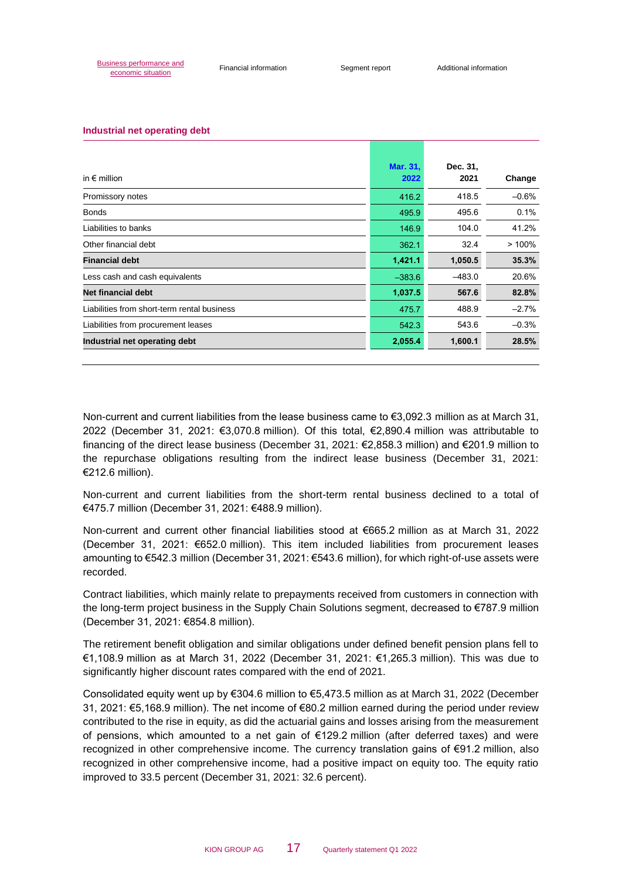### Industrial net operating debt

| in € million | Mar. 31, 2022 | Dec. 31, 2021 | Change |
|---|---|---|---|
| Promissory notes | 416.2 | 418.5 | –0.6% |
| Bonds | 495.9 | 495.6 | 0.1% |
| Liabilities to banks | 146.9 | 104.0 | 41.2% |
| Other financial debt | 362.1 | 32.4 | > 100% |
| **Financial debt** | **1,421.1** | **1,050.5** | **35.3%** |
| Less cash and cash equivalents | –383.6 | –483.0 | 20.6% |
| **Net financial debt** | **1,037.5** | **567.6** | **82.8%** |
| Liabilities from short-term rental business | 475.7 | 488.9 | –2.7% |
| Liabilities from procurement leases | 542.3 | 543.6 | –0.3% |
| **Industrial net operating debt** | **2,055.4** | **1,600.1** | **28.5%** |

Non-current and current liabilities from the lease business came to €3,092.3 million as at March 31, 2022 (December 31, 2021: €3,070.8 million). Of this total, €2,890.4 million was attributable to financing of the direct lease business (December 31, 2021: €2,858.3 million) and €201.9 million to the repurchase obligations resulting from the indirect lease business (December 31, 2021: €212.6 million).

Non-current and current liabilities from the short-term rental business declined to a total of €475.7 million (December 31, 2021: €488.9 million).

Non-current and current other financial liabilities stood at €665.2 million as at March 31, 2022 (December 31, 2021: €652.0 million). This item included liabilities from procurement leases amounting to €542.3 million (December 31, 2021: €543.6 million), for which right-of-use assets were recorded.

Contract liabilities, which mainly relate to prepayments received from customers in connection with the long-term project business in the Supply Chain Solutions segment, decreased to €787.9 million (December 31, 2021: €854.8 million).

The retirement benefit obligation and similar obligations under defined benefit pension plans fell to €1,108.9 million as at March 31, 2022 (December 31, 2021: €1,265.3 million). This was due to significantly higher discount rates compared with the end of 2021.

Consolidated equity went up by €304.6 million to €5,473.5 million as at March 31, 2022 (December 31, 2021: €5,168.9 million). The net income of €80.2 million earned during the period under review contributed to the rise in equity, as did the actuarial gains and losses arising from the measurement of pensions, which amounted to a net gain of €129.2 million (after deferred taxes) and were recognized in other comprehensive income. The currency translation gains of €91.2 million, also recognized in other comprehensive income, had a positive impact on equity too. The equity ratio improved to 33.5 percent (December 31, 2021: 32.6 percent).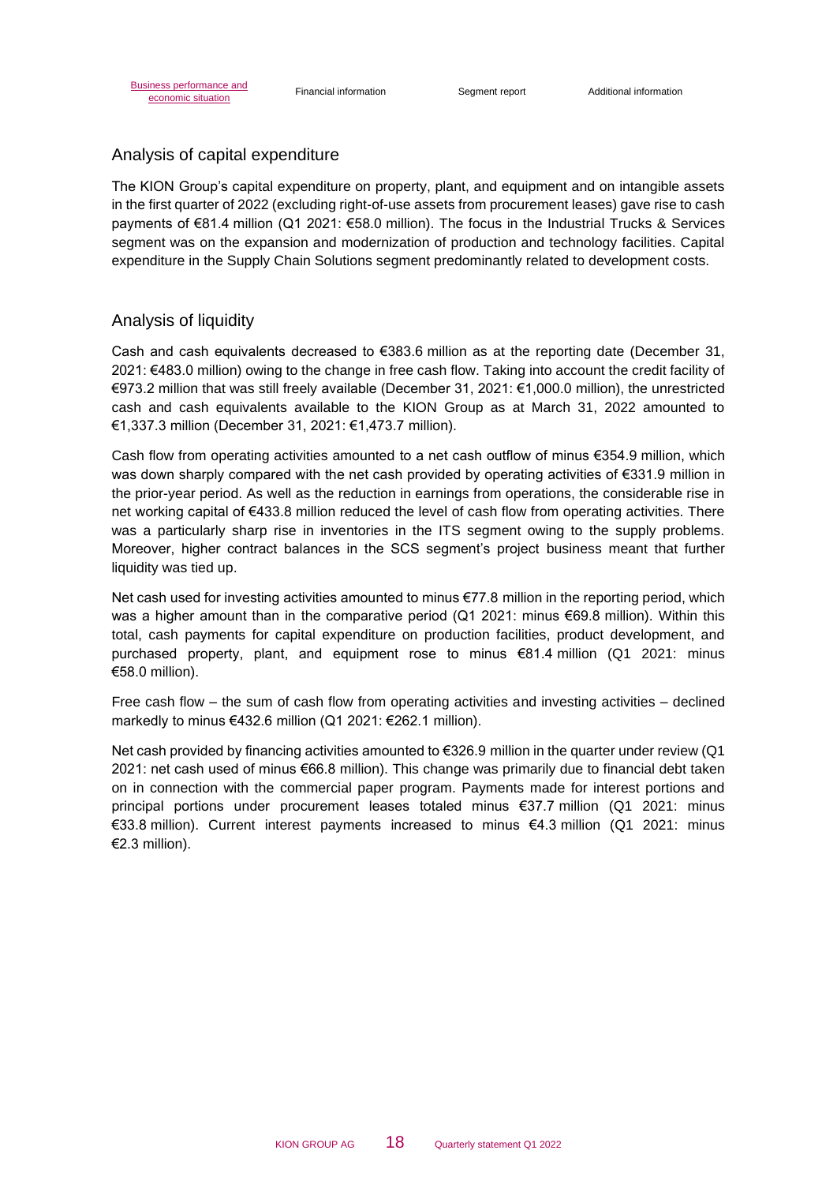## Analysis of capital expenditure

The KION Group's capital expenditure on property, plant, and equipment and on intangible assets in the first quarter of 2022 (excluding right-of-use assets from procurement leases) gave rise to cash payments of €81.4 million (Q1 2021: €58.0 million). The focus in the Industrial Trucks & Services segment was on the expansion and modernization of production and technology facilities. Capital expenditure in the Supply Chain Solutions segment predominantly related to development costs.

## Analysis of liquidity

Cash and cash equivalents decreased to €383.6 million as at the reporting date (December 31, 2021: €483.0 million) owing to the change in free cash flow. Taking into account the credit facility of €973.2 million that was still freely available (December 31, 2021: €1,000.0 million), the unrestricted cash and cash equivalents available to the KION Group as at March 31, 2022 amounted to €1,337.3 million (December 31, 2021: €1,473.7 million).

Cash flow from operating activities amounted to a net cash outflow of minus €354.9 million, which was down sharply compared with the net cash provided by operating activities of €331.9 million in the prior-year period. As well as the reduction in earnings from operations, the considerable rise in net working capital of €433.8 million reduced the level of cash flow from operating activities. There was a particularly sharp rise in inventories in the ITS segment owing to the supply problems. Moreover, higher contract balances in the SCS segment's project business meant that further liquidity was tied up.

Net cash used for investing activities amounted to minus €77.8 million in the reporting period, which was a higher amount than in the comparative period (Q1 2021: minus €69.8 million). Within this total, cash payments for capital expenditure on production facilities, product development, and purchased property, plant, and equipment rose to minus €81.4 million (Q1 2021: minus €58.0 million).

Free cash flow – the sum of cash flow from operating activities and investing activities – declined markedly to minus €432.6 million (Q1 2021: €262.1 million).

Net cash provided by financing activities amounted to €326.9 million in the quarter under review (Q1 2021: net cash used of minus €66.8 million). This change was primarily due to financial debt taken on in connection with the commercial paper program. Payments made for interest portions and principal portions under procurement leases totaled minus €37.7 million (Q1 2021: minus €33.8 million). Current interest payments increased to minus €4.3 million (Q1 2021: minus €2.3 million).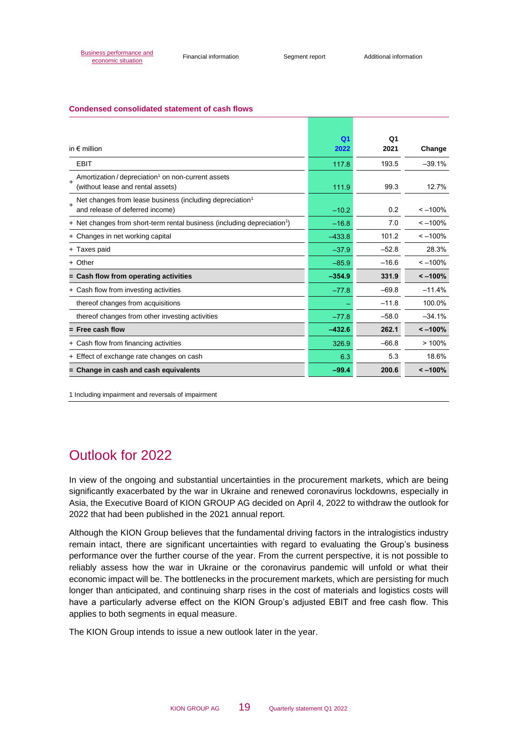### Condensed consolidated statement of cash flows

| in € million | Q1 2022 | Q1 2021 | Change |
|---|---|---|---|
| EBIT | 117.8 | 193.5 | –39.1% |
| + Amortization / depreciation[1] on non-current assets (without lease and rental assets) | 111.9 | 99.3 | 12.7% |
| + Net changes from lease business (including depreciation[1] and release of deferred income) | –10.2 | 0.2 | < –100% |
| + Net changes from short-term rental business (including depreciation[1]) | –16.8 | 7.0 | < –100% |
| + Changes in net working capital | –433.8 | 101.2 | < –100% |
| + Taxes paid | –37.9 | –52.8 | 28.3% |
| + Other | –85.9 | –16.6 | < –100% |
| **= Cash flow from operating activities** | **–354.9** | **331.9** | **< –100%** |
| + Cash flow from investing activities | –77.8 | –69.8 | –11.4% |
| thereof changes from acquisitions | – | –11.8 | 100.0% |
| thereof changes from other investing activities | –77.8 | –58.0 | –34.1% |
| **= Free cash flow** | **–432.6** | **262.1** | **< –100%** |
| + Cash flow from financing activities | 326.9 | –66.8 | > 100% |
| + Effect of exchange rate changes on cash | 6.3 | 5.3 | 18.6% |
| **= Change in cash and cash equivalents** | **–99.4** | **200.6** | **< –100%** |

1 Including impairment and reversals of impairment

## Outlook for 2022

In view of the ongoing and substantial uncertainties in the procurement markets, which are being significantly exacerbated by the war in Ukraine and renewed coronavirus lockdowns, especially in Asia, the Executive Board of KION GROUP AG decided on April 4, 2022 to withdraw the outlook for 2022 that had been published in the 2021 annual report.

Although the KION Group believes that the fundamental driving factors in the intralogistics industry remain intact, there are significant uncertainties with regard to evaluating the Group's business performance over the further course of the year. From the current perspective, it is not possible to reliably assess how the war in Ukraine or the coronavirus pandemic will unfold or what their economic impact will be. The bottlenecks in the procurement markets, which are persisting for much longer than anticipated, and continuing sharp rises in the cost of materials and logistics costs will have a particularly adverse effect on the KION Group's adjusted EBIT and free cash flow. This applies to both segments in equal measure.

The KION Group intends to issue a new outlook later in the year.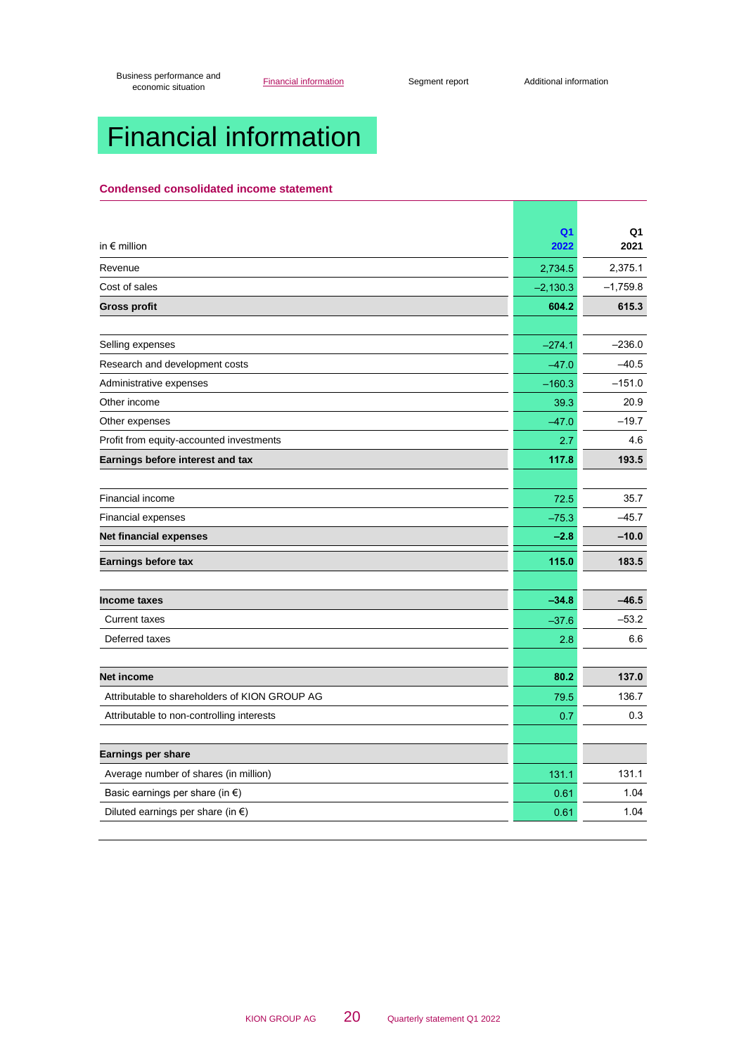# Financial information

## Condensed consolidated income statement

| in € million | Q1 2022 | Q1 2021 |
|---|---|---|
| Revenue | 2,734.5 | 2,375.1 |
| Cost of sales | –2,130.3 | –1,759.8 |
| **Gross profit** | **604.2** | **615.3** |
| | | |
| Selling expenses | –274.1 | –236.0 |
| Research and development costs | –47.0 | –40.5 |
| Administrative expenses | –160.3 | –151.0 |
| Other income | 39.3 | 20.9 |
| Other expenses | –47.0 | –19.7 |
| Profit from equity-accounted investments | 2.7 | 4.6 |
| **Earnings before interest and tax** | **117.8** | **193.5** |
| | | |
| Financial income | 72.5 | 35.7 |
| Financial expenses | –75.3 | –45.7 |
| **Net financial expenses** | **–2.8** | **–10.0** |
| **Earnings before tax** | **115.0** | **183.5** |
| | | |
| **Income taxes** | **–34.8** | **–46.5** |
| Current taxes | –37.6 | –53.2 |
| Deferred taxes | 2.8 | 6.6 |
| | | |
| **Net income** | **80.2** | **137.0** |
| Attributable to shareholders of KION GROUP AG | 79.5 | 136.7 |
| Attributable to non-controlling interests | 0.7 | 0.3 |
| | | |
| **Earnings per share** | | |
| Average number of shares (in million) | 131.1 | 131.1 |
| Basic earnings per share (in €) | 0.61 | 1.04 |
| Diluted earnings per share (in €) | 0.61 | 1.04 |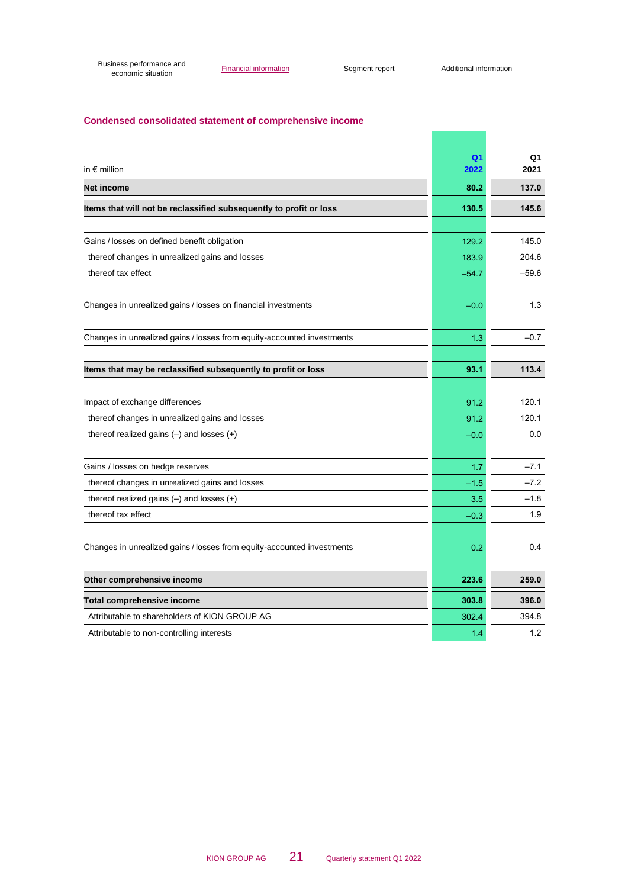## Condensed consolidated statement of comprehensive income

| in € million | Q1 2022 | Q1 2021 |
|---|---|---|
| **Net income** | **80.2** | **137.0** |
| **Items that will not be reclassified subsequently to profit or loss** | **130.5** | **145.6** |
| Gains / losses on defined benefit obligation | 129.2 | 145.0 |
| thereof changes in unrealized gains and losses | 183.9 | 204.6 |
| thereof tax effect | –54.7 | –59.6 |
| Changes in unrealized gains / losses on financial investments | –0.0 | 1.3 |
| Changes in unrealized gains / losses from equity-accounted investments | 1.3 | –0.7 |
| **Items that may be reclassified subsequently to profit or loss** | **93.1** | **113.4** |
| Impact of exchange differences | 91.2 | 120.1 |
| thereof changes in unrealized gains and losses | 91.2 | 120.1 |
| thereof realized gains (–) and losses (+) | –0.0 | 0.0 |
| Gains / losses on hedge reserves | 1.7 | –7.1 |
| thereof changes in unrealized gains and losses | –1.5 | –7.2 |
| thereof realized gains (–) and losses (+) | 3.5 | –1.8 |
| thereof tax effect | –0.3 | 1.9 |
| Changes in unrealized gains / losses from equity-accounted investments | 0.2 | 0.4 |
| **Other comprehensive income** | **223.6** | **259.0** |
| **Total comprehensive income** | **303.8** | **396.0** |
| Attributable to shareholders of KION GROUP AG | 302.4 | 394.8 |
| Attributable to non-controlling interests | 1.4 | 1.2 |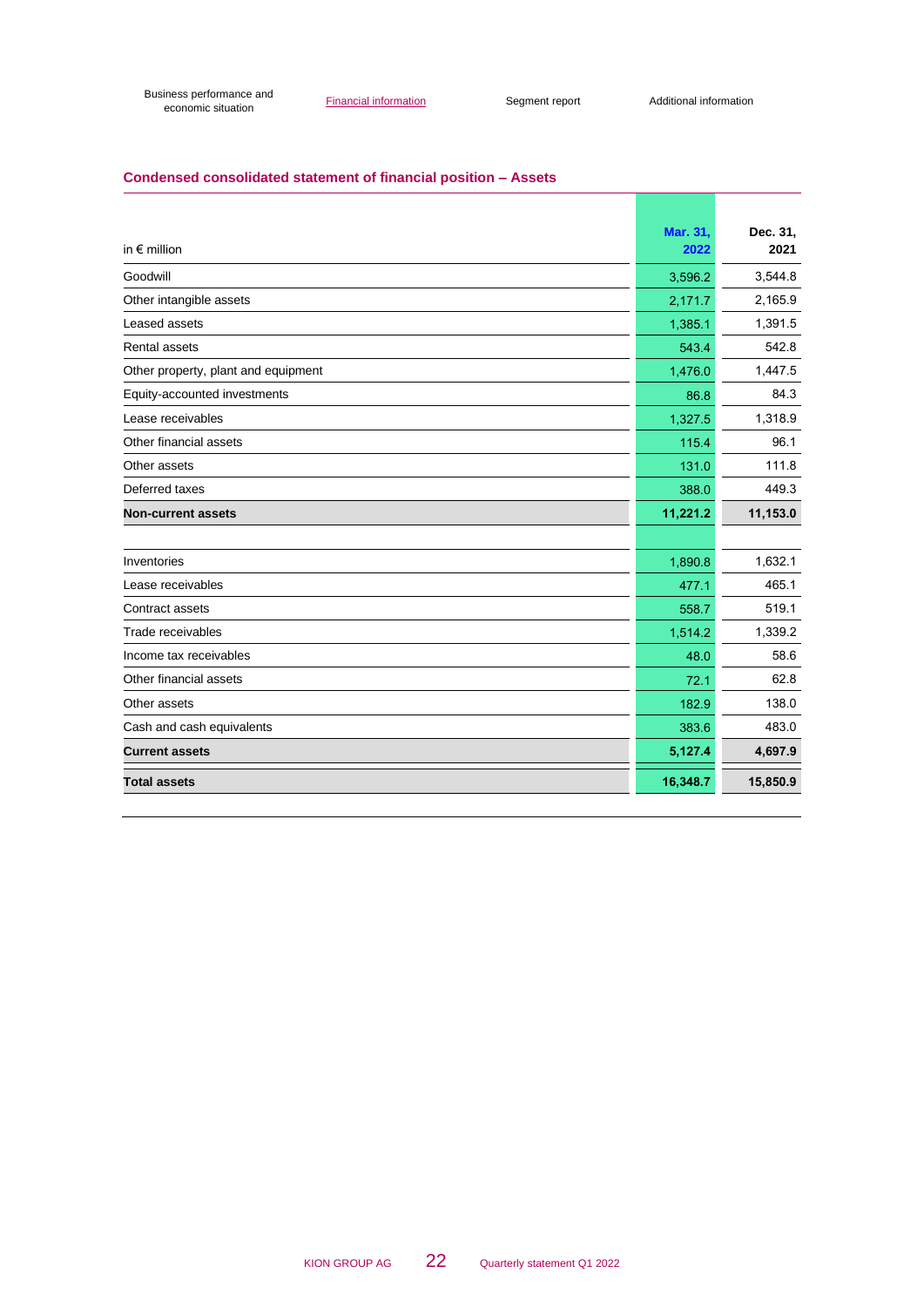## Condensed consolidated statement of financial position – Assets

| in € million | Mar. 31, 2022 | Dec. 31, 2021 |
|---|---|---|
| Goodwill | 3,596.2 | 3,544.8 |
| Other intangible assets | 2,171.7 | 2,165.9 |
| Leased assets | 1,385.1 | 1,391.5 |
| Rental assets | 543.4 | 542.8 |
| Other property, plant and equipment | 1,476.0 | 1,447.5 |
| Equity-accounted investments | 86.8 | 84.3 |
| Lease receivables | 1,327.5 | 1,318.9 |
| Other financial assets | 115.4 | 96.1 |
| Other assets | 131.0 | 111.8 |
| Deferred taxes | 388.0 | 449.3 |
| **Non-current assets** | **11,221.2** | **11,153.0** |
| | | |
| Inventories | 1,890.8 | 1,632.1 |
| Lease receivables | 477.1 | 465.1 |
| Contract assets | 558.7 | 519.1 |
| Trade receivables | 1,514.2 | 1,339.2 |
| Income tax receivables | 48.0 | 58.6 |
| Other financial assets | 72.1 | 62.8 |
| Other assets | 182.9 | 138.0 |
| Cash and cash equivalents | 383.6 | 483.0 |
| **Current assets** | **5,127.4** | **4,697.9** |
| **Total assets** | **16,348.7** | **15,850.9** |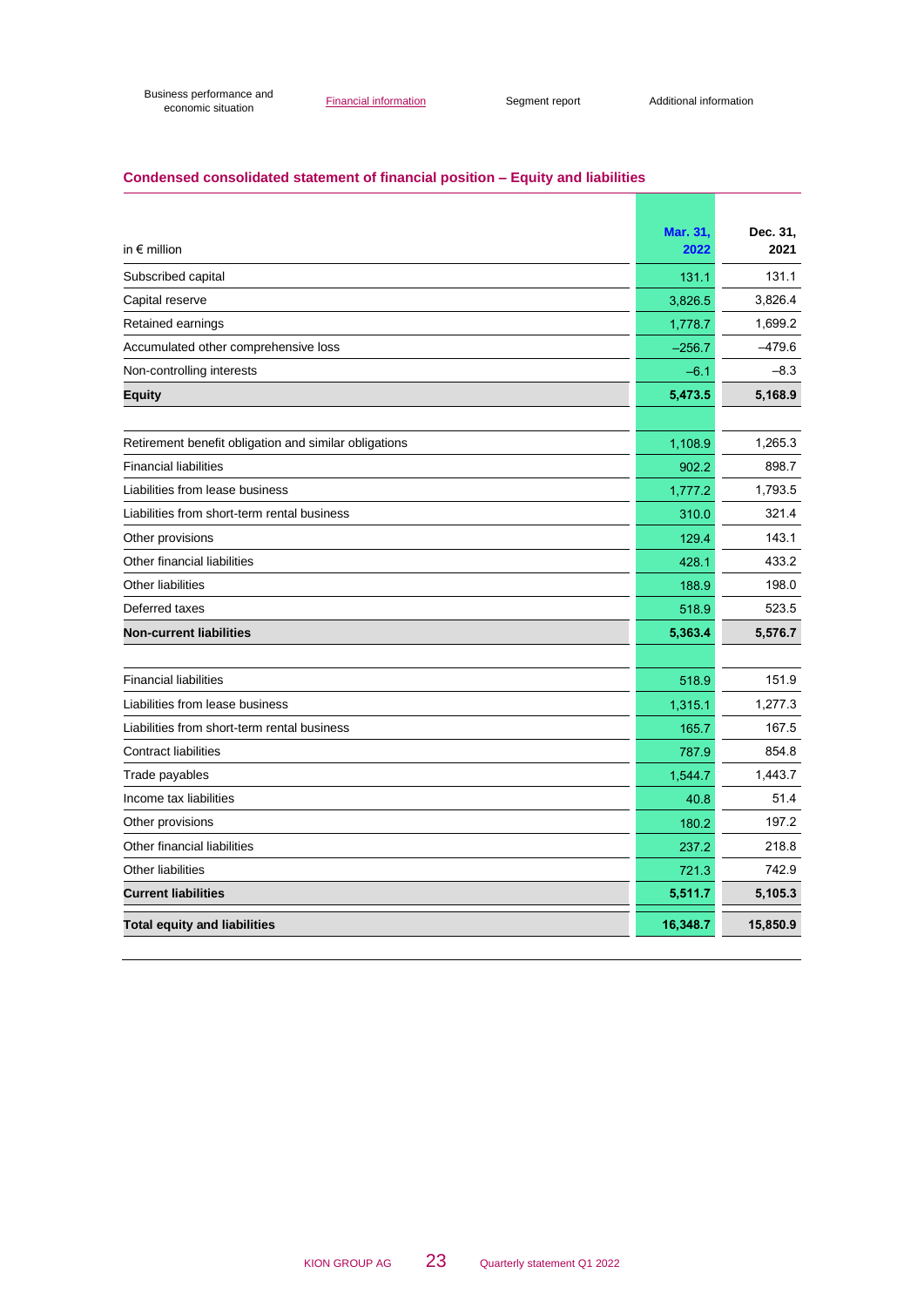## Condensed consolidated statement of financial position – Equity and liabilities

| in € million | Mar. 31, 2022 | Dec. 31, 2021 |
|---|---|---|
| Subscribed capital | 131.1 | 131.1 |
| Capital reserve | 3,826.5 | 3,826.4 |
| Retained earnings | 1,778.7 | 1,699.2 |
| Accumulated other comprehensive loss | –256.7 | –479.6 |
| Non-controlling interests | –6.1 | –8.3 |
| **Equity** | **5,473.5** | **5,168.9** |
| | | |
| Retirement benefit obligation and similar obligations | 1,108.9 | 1,265.3 |
| Financial liabilities | 902.2 | 898.7 |
| Liabilities from lease business | 1,777.2 | 1,793.5 |
| Liabilities from short-term rental business | 310.0 | 321.4 |
| Other provisions | 129.4 | 143.1 |
| Other financial liabilities | 428.1 | 433.2 |
| Other liabilities | 188.9 | 198.0 |
| Deferred taxes | 518.9 | 523.5 |
| **Non-current liabilities** | **5,363.4** | **5,576.7** |
| | | |
| Financial liabilities | 518.9 | 151.9 |
| Liabilities from lease business | 1,315.1 | 1,277.3 |
| Liabilities from short-term rental business | 165.7 | 167.5 |
| Contract liabilities | 787.9 | 854.8 |
| Trade payables | 1,544.7 | 1,443.7 |
| Income tax liabilities | 40.8 | 51.4 |
| Other provisions | 180.2 | 197.2 |
| Other financial liabilities | 237.2 | 218.8 |
| Other liabilities | 721.3 | 742.9 |
| **Current liabilities** | **5,511.7** | **5,105.3** |
| **Total equity and liabilities** | **16,348.7** | **15,850.9** |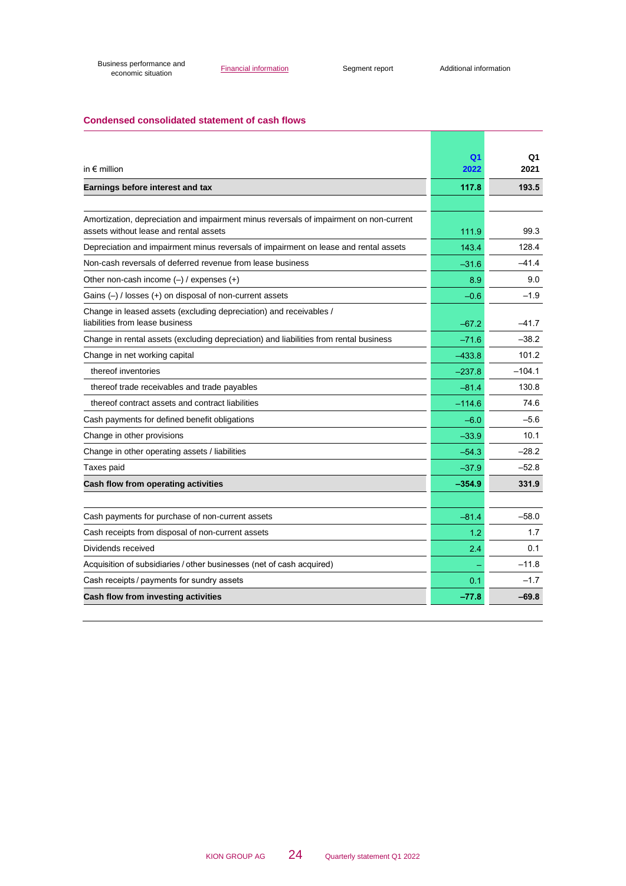## Condensed consolidated statement of cash flows

| in € million | Q1 2022 | Q1 2021 |
|---|---|---|
| **Earnings before interest and tax** | **117.8** | **193.5** |
| | | |
| Amortization, depreciation and impairment minus reversals of impairment on non-current assets without lease and rental assets | 111.9 | 99.3 |
| Depreciation and impairment minus reversals of impairment on lease and rental assets | 143.4 | 128.4 |
| Non-cash reversals of deferred revenue from lease business | –31.6 | –41.4 |
| Other non-cash income (–) / expenses (+) | 8.9 | 9.0 |
| Gains (–) / losses (+) on disposal of non-current assets | –0.6 | –1.9 |
| Change in leased assets (excluding depreciation) and receivables / liabilities from lease business | –67.2 | –41.7 |
| Change in rental assets (excluding depreciation) and liabilities from rental business | –71.6 | –38.2 |
| Change in net working capital | –433.8 | 101.2 |
| thereof inventories | –237.8 | –104.1 |
| thereof trade receivables and trade payables | –81.4 | 130.8 |
| thereof contract assets and contract liabilities | –114.6 | 74.6 |
| Cash payments for defined benefit obligations | –6.0 | –5.6 |
| Change in other provisions | –33.9 | 10.1 |
| Change in other operating assets / liabilities | –54.3 | –28.2 |
| Taxes paid | –37.9 | –52.8 |
| **Cash flow from operating activities** | **–354.9** | **331.9** |
| | | |
| Cash payments for purchase of non-current assets | –81.4 | –58.0 |
| Cash receipts from disposal of non-current assets | 1.2 | 1.7 |
| Dividends received | 2.4 | 0.1 |
| Acquisition of subsidiaries / other businesses (net of cash acquired) | – | –11.8 |
| Cash receipts / payments for sundry assets | 0.1 | –1.7 |
| **Cash flow from investing activities** | **–77.8** | **–69.8** |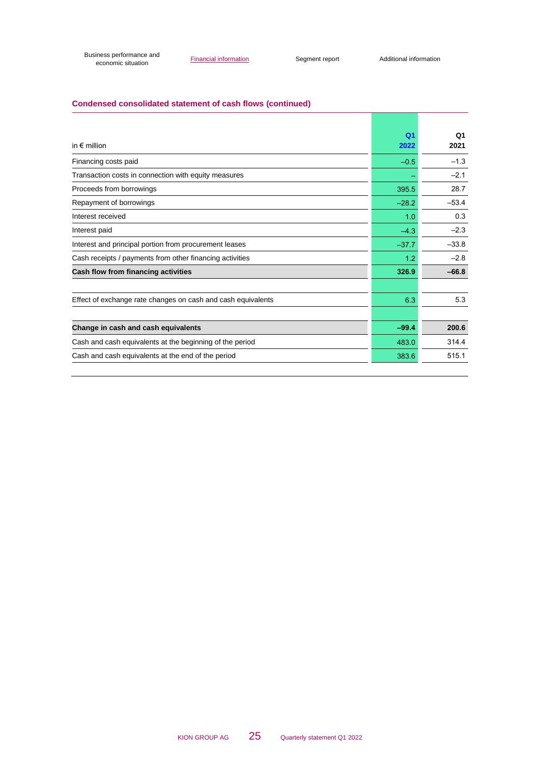## Condensed consolidated statement of cash flows (continued)

| in € million | Q1 2022 | Q1 2021 |
|---|---|---|
| Financing costs paid | –0.5 | –1.3 |
| Transaction costs in connection with equity measures | – | –2.1 |
| Proceeds from borrowings | 395.5 | 28.7 |
| Repayment of borrowings | –28.2 | –53.4 |
| Interest received | 1.0 | 0.3 |
| Interest paid | –4.3 | –2.3 |
| Interest and principal portion from procurement leases | –37.7 | –33.8 |
| Cash receipts / payments from other financing activities | 1.2 | –2.8 |
| **Cash flow from financing activities** | **326.9** | **–66.8** |
| | | |
| Effect of exchange rate changes on cash and cash equivalents | 6.3 | 5.3 |
| | | |
| **Change in cash and cash equivalents** | **–99.4** | **200.6** |
| Cash and cash equivalents at the beginning of the period | 483.0 | 314.4 |
| Cash and cash equivalents at the end of the period | 383.6 | 515.1 |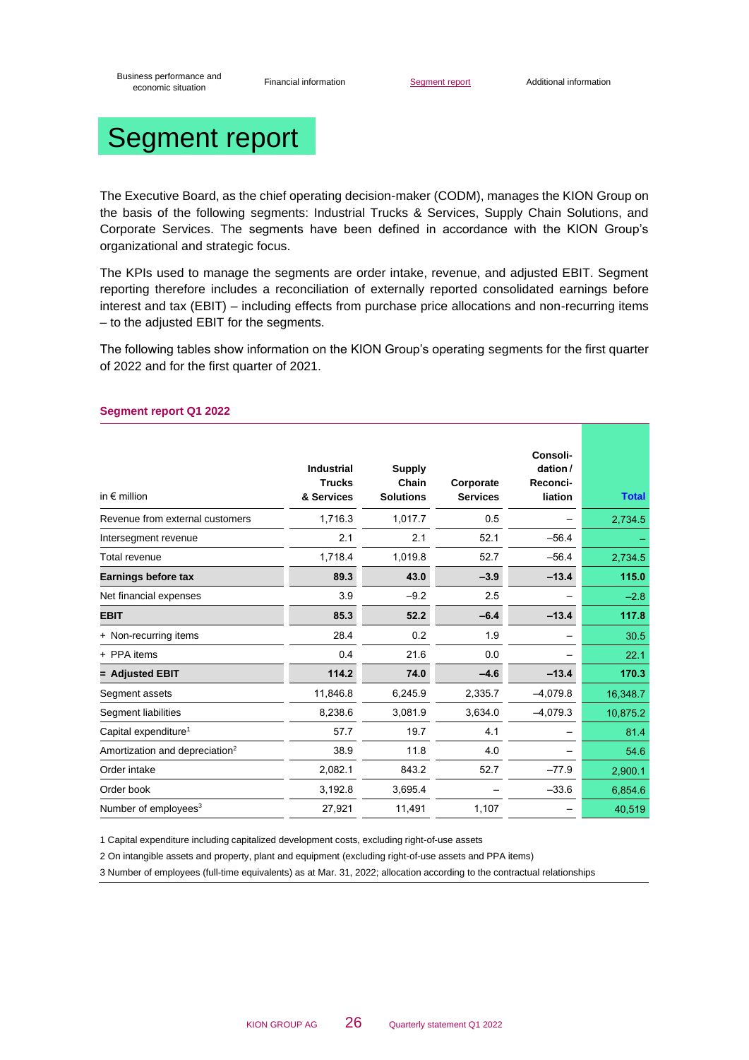# Segment report

The Executive Board, as the chief operating decision-maker (CODM), manages the KION Group on the basis of the following segments: Industrial Trucks & Services, Supply Chain Solutions, and Corporate Services. The segments have been defined in accordance with the KION Group's organizational and strategic focus.

The KPIs used to manage the segments are order intake, revenue, and adjusted EBIT. Segment reporting therefore includes a reconciliation of externally reported consolidated earnings before interest and tax (EBIT) – including effects from purchase price allocations and non-recurring items – to the adjusted EBIT for the segments.

The following tables show information on the KION Group's operating segments for the first quarter of 2022 and for the first quarter of 2021.

### Segment report Q1 2022

| in € million | Industrial Trucks & Services | Supply Chain Solutions | Corporate Services | Consoli-dation / Reconci-liation | Total |
|---|---|---|---|---|---|
| Revenue from external customers | 1,716.3 | 1,017.7 | 0.5 | – | 2,734.5 |
| Intersegment revenue | 2.1 | 2.1 | 52.1 | –56.4 | – |
| Total revenue | 1,718.4 | 1,019.8 | 52.7 | –56.4 | 2,734.5 |
| **Earnings before tax** | **89.3** | **43.0** | **–3.9** | **–13.4** | **115.0** |
| Net financial expenses | 3.9 | –9.2 | 2.5 | – | –2.8 |
| **EBIT** | **85.3** | **52.2** | **–6.4** | **–13.4** | **117.8** |
| + Non-recurring items | 28.4 | 0.2 | 1.9 | – | 30.5 |
| + PPA items | 0.4 | 21.6 | 0.0 | – | 22.1 |
| **= Adjusted EBIT** | **114.2** | **74.0** | **–4.6** | **–13.4** | **170.3** |
| Segment assets | 11,846.8 | 6,245.9 | 2,335.7 | –4,079.8 | 16,348.7 |
| Segment liabilities | 8,238.6 | 3,081.9 | 3,634.0 | –4,079.3 | 10,875.2 |
| Capital expenditure[1] | 57.7 | 19.7 | 4.1 | – | 81.4 |
| Amortization and depreciation[2] | 38.9 | 11.8 | 4.0 | – | 54.6 |
| Order intake | 2,082.1 | 843.2 | 52.7 | –77.9 | 2,900.1 |
| Order book | 3,192.8 | 3,695.4 | – | –33.6 | 6,854.6 |
| Number of employees[3] | 27,921 | 11,491 | 1,107 | – | 40,519 |

1 Capital expenditure including capitalized development costs, excluding right-of-use assets

2 On intangible assets and property, plant and equipment (excluding right-of-use assets and PPA items)

3 Number of employees (full-time equivalents) as at Mar. 31, 2022; allocation according to the contractual relationships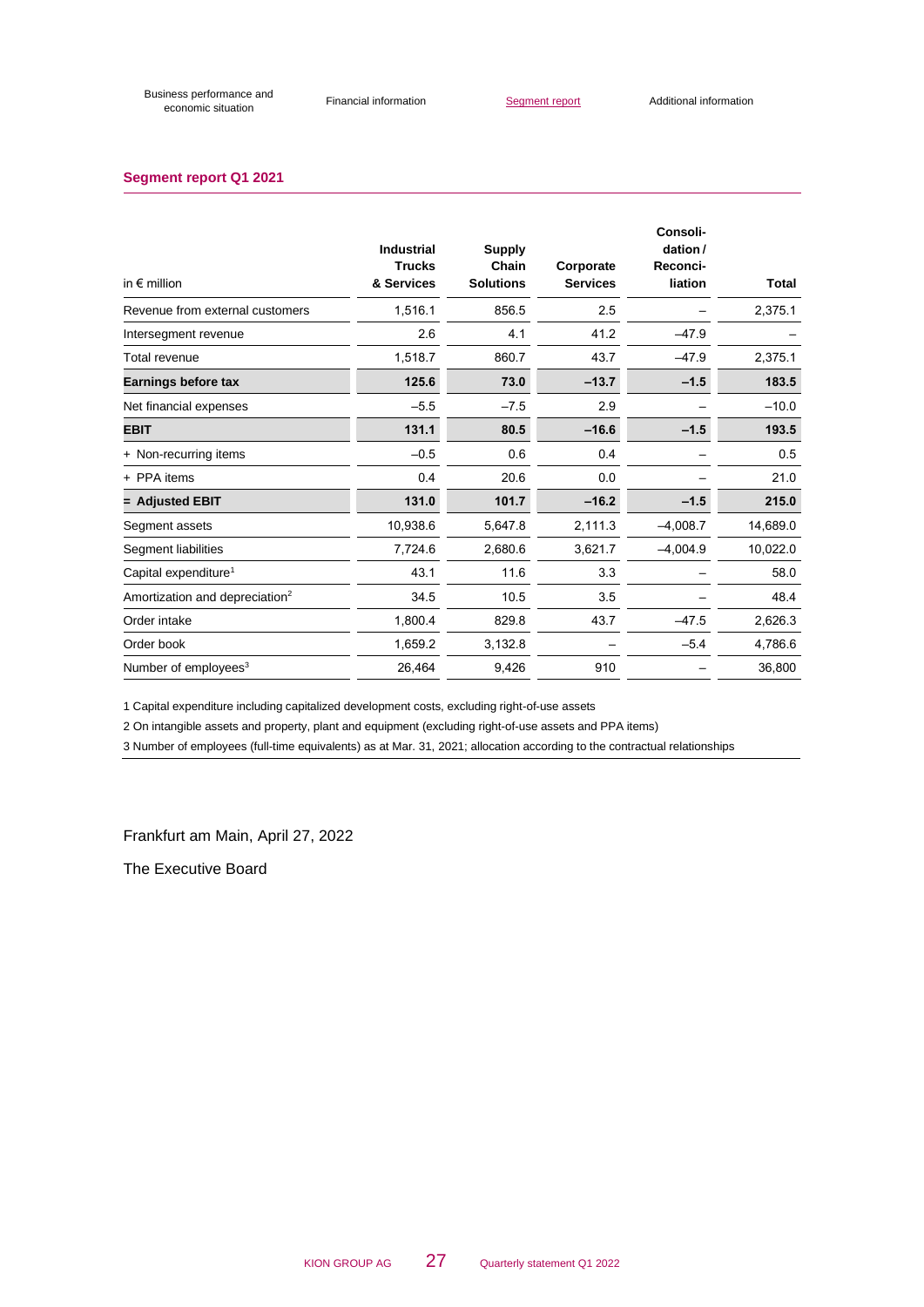## Segment report Q1 2021

| in € million | Industrial Trucks & Services | Supply Chain Solutions | Corporate Services | Consoli-dation / Reconci-liation | Total |
|---|---|---|---|---|---|
| Revenue from external customers | 1,516.1 | 856.5 | 2.5 | – | 2,375.1 |
| Intersegment revenue | 2.6 | 4.1 | 41.2 | –47.9 | – |
| Total revenue | 1,518.7 | 860.7 | 43.7 | –47.9 | 2,375.1 |
| **Earnings before tax** | **125.6** | **73.0** | **–13.7** | **–1.5** | **183.5** |
| Net financial expenses | –5.5 | –7.5 | 2.9 | – | –10.0 |
| **EBIT** | **131.1** | **80.5** | **–16.6** | **–1.5** | **193.5** |
| + Non-recurring items | –0.5 | 0.6 | 0.4 | – | 0.5 |
| + PPA items | 0.4 | 20.6 | 0.0 | – | 21.0 |
| **= Adjusted EBIT** | **131.0** | **101.7** | **–16.2** | **–1.5** | **215.0** |
| Segment assets | 10,938.6 | 5,647.8 | 2,111.3 | –4,008.7 | 14,689.0 |
| Segment liabilities | 7,724.6 | 2,680.6 | 3,621.7 | –4,004.9 | 10,022.0 |
| Capital expenditure[1] | 43.1 | 11.6 | 3.3 | – | 58.0 |
| Amortization and depreciation[2] | 34.5 | 10.5 | 3.5 | – | 48.4 |
| Order intake | 1,800.4 | 829.8 | 43.7 | –47.5 | 2,626.3 |
| Order book | 1,659.2 | 3,132.8 | – | –5.4 | 4,786.6 |
| Number of employees[3] | 26,464 | 9,426 | 910 | – | 36,800 |

1 Capital expenditure including capitalized development costs, excluding right-of-use assets

2 On intangible assets and property, plant and equipment (excluding right-of-use assets and PPA items)

3 Number of employees (full-time equivalents) as at Mar. 31, 2021; allocation according to the contractual relationships

Frankfurt am Main, April 27, 2022

The Executive Board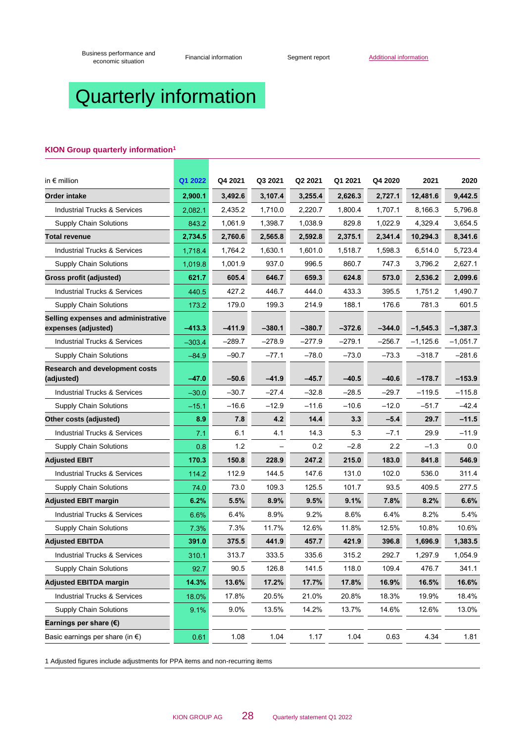# Quarterly information

**KION Group quarterly information[1]**

| in € million | Q1 2022 | Q4 2021 | Q3 2021 | Q2 2021 | Q1 2021 | Q4 2020 | 2021 | 2020 |
|---|---|---|---|---|---|---|---|---|
| **Order intake** | **2,900.1** | **3,492.6** | **3,107.4** | **3,255.4** | **2,626.3** | **2,727.1** | **12,481.6** | **9,442.5** |
| Industrial Trucks & Services | 2,082.1 | 2,435.2 | 1,710.0 | 2,220.7 | 1,800.4 | 1,707.1 | 8,166.3 | 5,796.8 |
| Supply Chain Solutions | 843.2 | 1,061.9 | 1,398.7 | 1,038.9 | 829.8 | 1,022.9 | 4,329.4 | 3,654.5 |
| **Total revenue** | **2,734.5** | **2,760.6** | **2,565.8** | **2,592.8** | **2,375.1** | **2,341.4** | **10,294.3** | **8,341.6** |
| Industrial Trucks & Services | 1,718.4 | 1,764.2 | 1,630.1 | 1,601.0 | 1,518.7 | 1,598.3 | 6,514.0 | 5,723.4 |
| Supply Chain Solutions | 1,019.8 | 1,001.9 | 937.0 | 996.5 | 860.7 | 747.3 | 3,796.2 | 2,627.1 |
| **Gross profit (adjusted)** | **621.7** | **605.4** | **646.7** | **659.3** | **624.8** | **573.0** | **2,536.2** | **2,099.6** |
| Industrial Trucks & Services | 440.5 | 427.2 | 446.7 | 444.0 | 433.3 | 395.5 | 1,751.2 | 1,490.7 |
| Supply Chain Solutions | 173.2 | 179.0 | 199.3 | 214.9 | 188.1 | 176.6 | 781.3 | 601.5 |
| **Selling expenses and administrative expenses (adjusted)** | **–413.3** | **–411.9** | **–380.1** | **–380.7** | **–372.6** | **–344.0** | **–1,545.3** | **–1,387.3** |
| Industrial Trucks & Services | –303.4 | –289.7 | –278.9 | –277.9 | –279.1 | –256.7 | –1,125.6 | –1,051.7 |
| Supply Chain Solutions | –84.9 | –90.7 | –77.1 | –78.0 | –73.0 | –73.3 | –318.7 | –281.6 |
| **Research and development costs (adjusted)** | **–47.0** | **–50.6** | **–41.9** | **–45.7** | **–40.5** | **–40.6** | **–178.7** | **–153.9** |
| Industrial Trucks & Services | –30.0 | –30.7 | –27.4 | –32.8 | –28.5 | –29.7 | –119.5 | –115.8 |
| Supply Chain Solutions | –15.1 | –16.6 | –12.9 | –11.6 | –10.6 | –12.0 | –51.7 | –42.4 |
| **Other costs (adjusted)** | **8.9** | **7.8** | **4.2** | **14.4** | **3.3** | **–5.4** | **29.7** | **–11.5** |
| Industrial Trucks & Services | 7.1 | 6.1 | 4.1 | 14.3 | 5.3 | –7.1 | 29.9 | –11.9 |
| Supply Chain Solutions | 0.8 | 1.2 | – | 0.2 | –2.8 | 2.2 | –1.3 | 0.0 |
| **Adjusted EBIT** | **170.3** | **150.8** | **228.9** | **247.2** | **215.0** | **183.0** | **841.8** | **546.9** |
| Industrial Trucks & Services | 114.2 | 112.9 | 144.5 | 147.6 | 131.0 | 102.0 | 536.0 | 311.4 |
| Supply Chain Solutions | 74.0 | 73.0 | 109.3 | 125.5 | 101.7 | 93.5 | 409.5 | 277.5 |
| **Adjusted EBIT margin** | **6.2%** | **5.5%** | **8.9%** | **9.5%** | **9.1%** | **7.8%** | **8.2%** | **6.6%** |
| Industrial Trucks & Services | 6.6% | 6.4% | 8.9% | 9.2% | 8.6% | 6.4% | 8.2% | 5.4% |
| Supply Chain Solutions | 7.3% | 7.3% | 11.7% | 12.6% | 11.8% | 12.5% | 10.8% | 10.6% |
| **Adjusted EBITDA** | **391.0** | **375.5** | **441.9** | **457.7** | **421.9** | **396.8** | **1,696.9** | **1,383.5** |
| Industrial Trucks & Services | 310.1 | 313.7 | 333.5 | 335.6 | 315.2 | 292.7 | 1,297.9 | 1,054.9 |
| Supply Chain Solutions | 92.7 | 90.5 | 126.8 | 141.5 | 118.0 | 109.4 | 476.7 | 341.1 |
| **Adjusted EBITDA margin** | **14.3%** | **13.6%** | **17.2%** | **17.7%** | **17.8%** | **16.9%** | **16.5%** | **16.6%** |
| Industrial Trucks & Services | 18.0% | 17.8% | 20.5% | 21.0% | 20.8% | 18.3% | 19.9% | 18.4% |
| Supply Chain Solutions | 9.1% | 9.0% | 13.5% | 14.2% | 13.7% | 14.6% | 12.6% | 13.0% |
| **Earnings per share (€)** | | | | | | | | |
| Basic earnings per share (in €) | 0.61 | 1.08 | 1.04 | 1.17 | 1.04 | 0.63 | 4.34 | 1.81 |

1 Adjusted figures include adjustments for PPA items and non-recurring items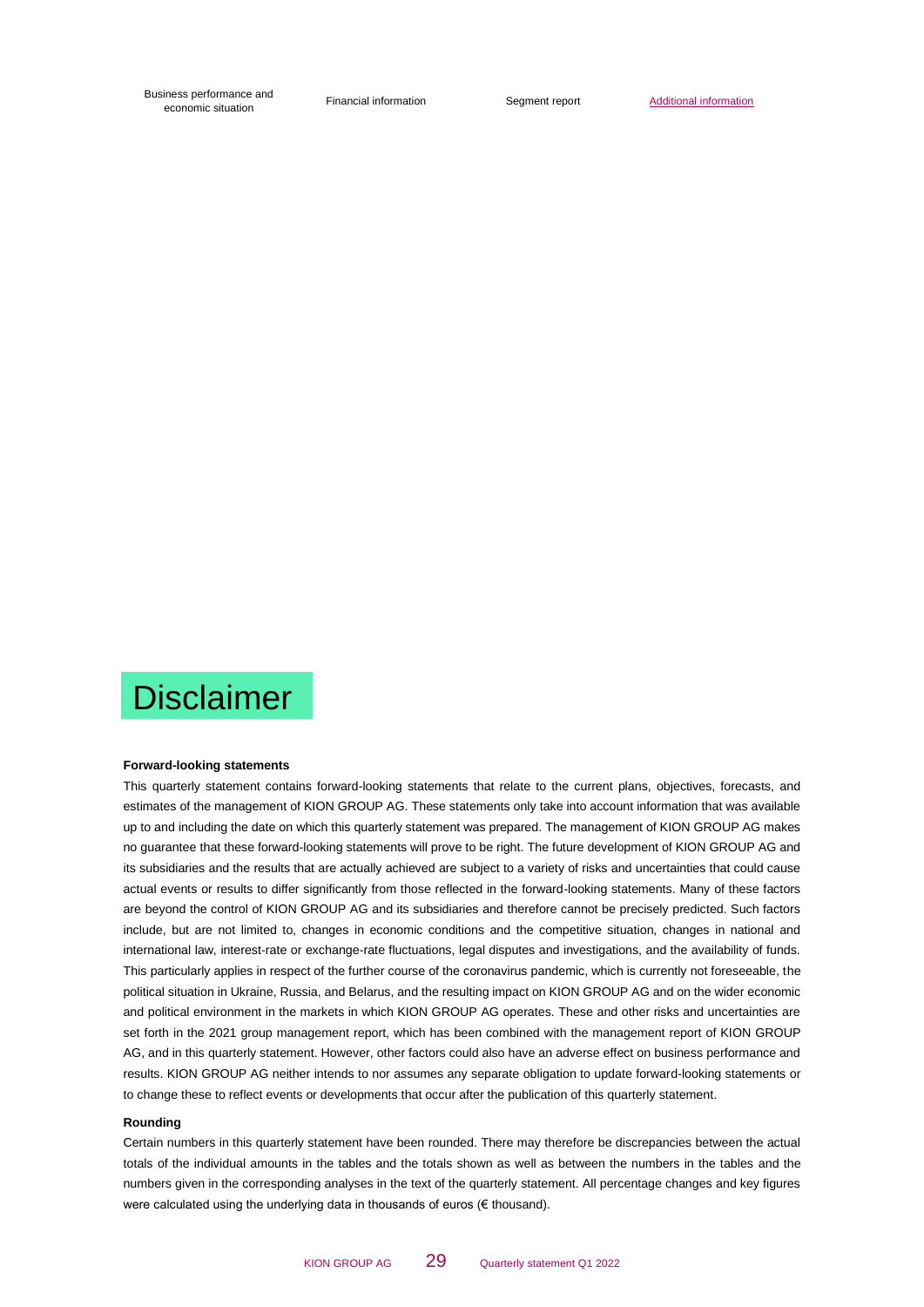# Disclaimer

**Forward-looking statements**

This quarterly statement contains forward-looking statements that relate to the current plans, objectives, forecasts, and estimates of the management of KION GROUP AG. These statements only take into account information that was available up to and including the date on which this quarterly statement was prepared. The management of KION GROUP AG makes no guarantee that these forward-looking statements will prove to be right. The future development of KION GROUP AG and its subsidiaries and the results that are actually achieved are subject to a variety of risks and uncertainties that could cause actual events or results to differ significantly from those reflected in the forward-looking statements. Many of these factors are beyond the control of KION GROUP AG and its subsidiaries and therefore cannot be precisely predicted. Such factors include, but are not limited to, changes in economic conditions and the competitive situation, changes in national and international law, interest-rate or exchange-rate fluctuations, legal disputes and investigations, and the availability of funds. This particularly applies in respect of the further course of the coronavirus pandemic, which is currently not foreseeable, the political situation in Ukraine, Russia, and Belarus, and the resulting impact on KION GROUP AG and on the wider economic and political environment in the markets in which KION GROUP AG operates. These and other risks and uncertainties are set forth in the 2021 group management report, which has been combined with the management report of KION GROUP AG, and in this quarterly statement. However, other factors could also have an adverse effect on business performance and results. KION GROUP AG neither intends to nor assumes any separate obligation to update forward-looking statements or to change these to reflect events or developments that occur after the publication of this quarterly statement.

**Rounding**

Certain numbers in this quarterly statement have been rounded. There may therefore be discrepancies between the actual totals of the individual amounts in the tables and the totals shown as well as between the numbers in the tables and the numbers given in the corresponding analyses in the text of the quarterly statement. All percentage changes and key figures were calculated using the underlying data in thousands of euros (€ thousand).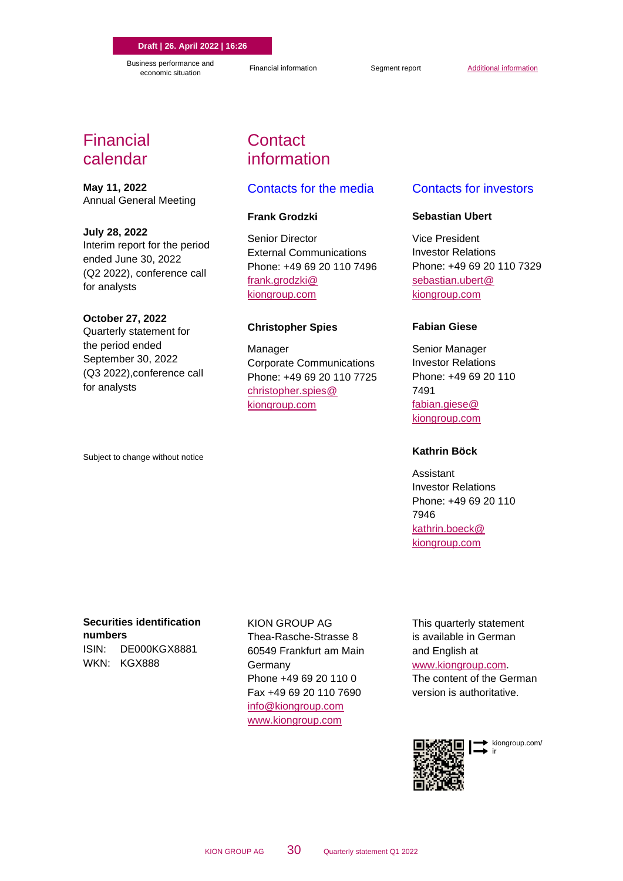# Financial calendar

**May 11, 2022**
Annual General Meeting

**July 28, 2022**
Interim report for the period ended June 30, 2022 (Q2 2022), conference call for analysts

**October 27, 2022**
Quarterly statement for the period ended September 30, 2022 (Q3 2022),conference call for analysts

Subject to change without notice

# Contact information

## Contacts for the media

**Frank Grodzki**

Senior Director
External Communications
Phone: +49 69 20 110 7496
frank.grodzki@kiongroup.com

**Christopher Spies**

Manager
Corporate Communications
Phone: +49 69 20 110 7725
christopher.spies@kiongroup.com

## Contacts for investors

**Sebastian Ubert**

Vice President
Investor Relations
Phone: +49 69 20 110 7329
sebastian.ubert@kiongroup.com

**Fabian Giese**

Senior Manager
Investor Relations
Phone: +49 69 20 110 7491
fabian.giese@kiongroup.com

**Kathrin Böck**

Assistant
Investor Relations
Phone: +49 69 20 110 7946
kathrin.boeck@kiongroup.com

**Securities identification numbers**
ISIN: DE000KGX8881
WKN: KGX888

KION GROUP AG
Thea-Rasche-Strasse 8
60549 Frankfurt am Main
Germany
Phone +49 69 20 110 0
Fax +49 69 20 110 7690
info@kiongroup.com
www.kiongroup.com

This quarterly statement is available in German and English at www.kiongroup.com. The content of the German version is authoritative.

kiongroup.com/ir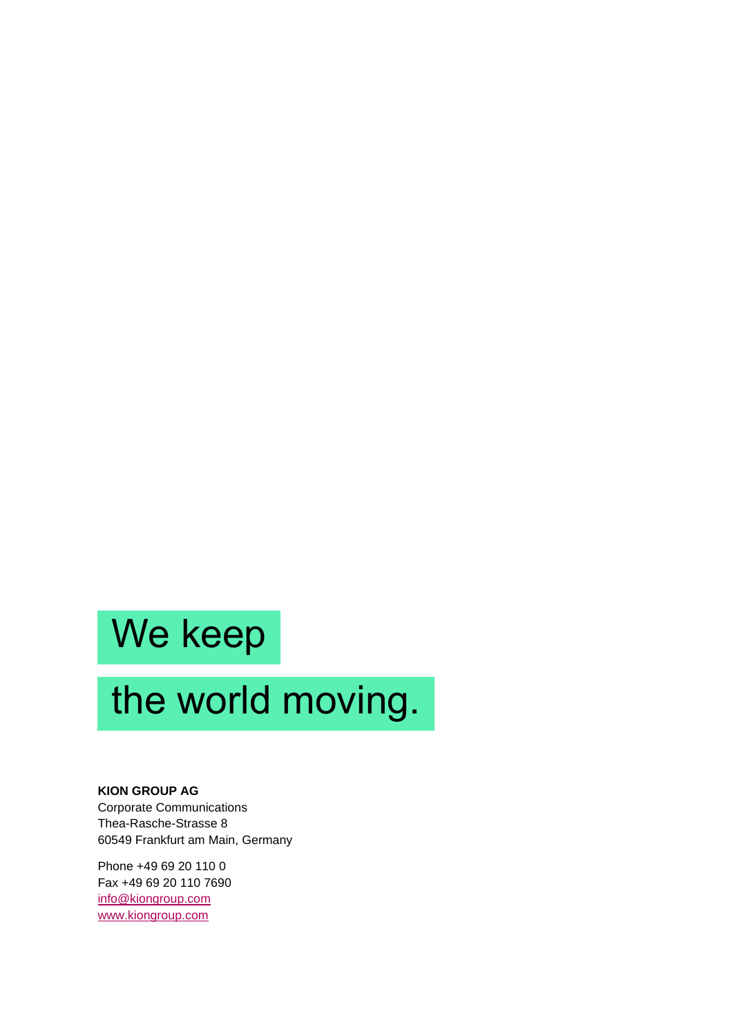We keep

the world moving.

**KION GROUP AG**
Corporate Communications
Thea-Rasche-Strasse 8
60549 Frankfurt am Main, Germany

Phone +49 69 20 110 0
Fax +49 69 20 110 7690
info@kiongroup.com
www.kiongroup.com